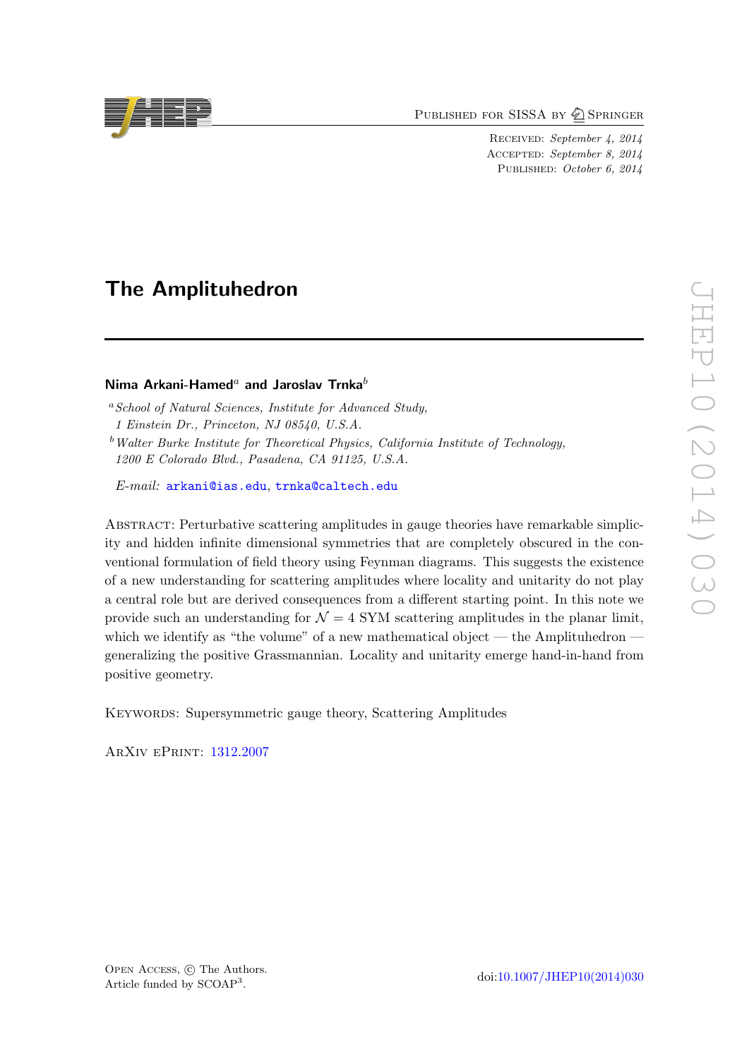Published for SISSA by Springer

Received: *September 4, 2014*
Accepted: *September 8, 2014*
Published: *October 6, 2014*

# The Amplituhedron

**Nima Arkani-Hamed**[a] **and Jaroslav Trnka**[b]

[a] *School of Natural Sciences, Institute for Advanced Study, 1 Einstein Dr., Princeton, NJ 08540, U.S.A.*

[b] *Walter Burke Institute for Theoretical Physics, California Institute of Technology, 1200 E Colorado Blvd., Pasadena, CA 91125, U.S.A.*

*E-mail:* arkani@ias.edu, trnka@caltech.edu

Abstract: Perturbative scattering amplitudes in gauge theories have remarkable simplicity and hidden infinite dimensional symmetries that are completely obscured in the conventional formulation of field theory using Feynman diagrams. This suggests the existence of a new understanding for scattering amplitudes where locality and unitarity do not play a central role but are derived consequences from a different starting point. In this note we provide such an understanding for $\mathcal{N} = 4$ SYM scattering amplitudes in the planar limit, which we identify as "the volume" of a new mathematical object — the Amplituhedron — generalizing the positive Grassmannian. Locality and unitarity emerge hand-in-hand from positive geometry.

Keywords: Supersymmetric gauge theory, Scattering Amplitudes

ArXiv ePrint: 1312.2007

Open Access, © The Authors.
Article funded by SCOAP[3].

doi:10.1007/JHEP10(2014)030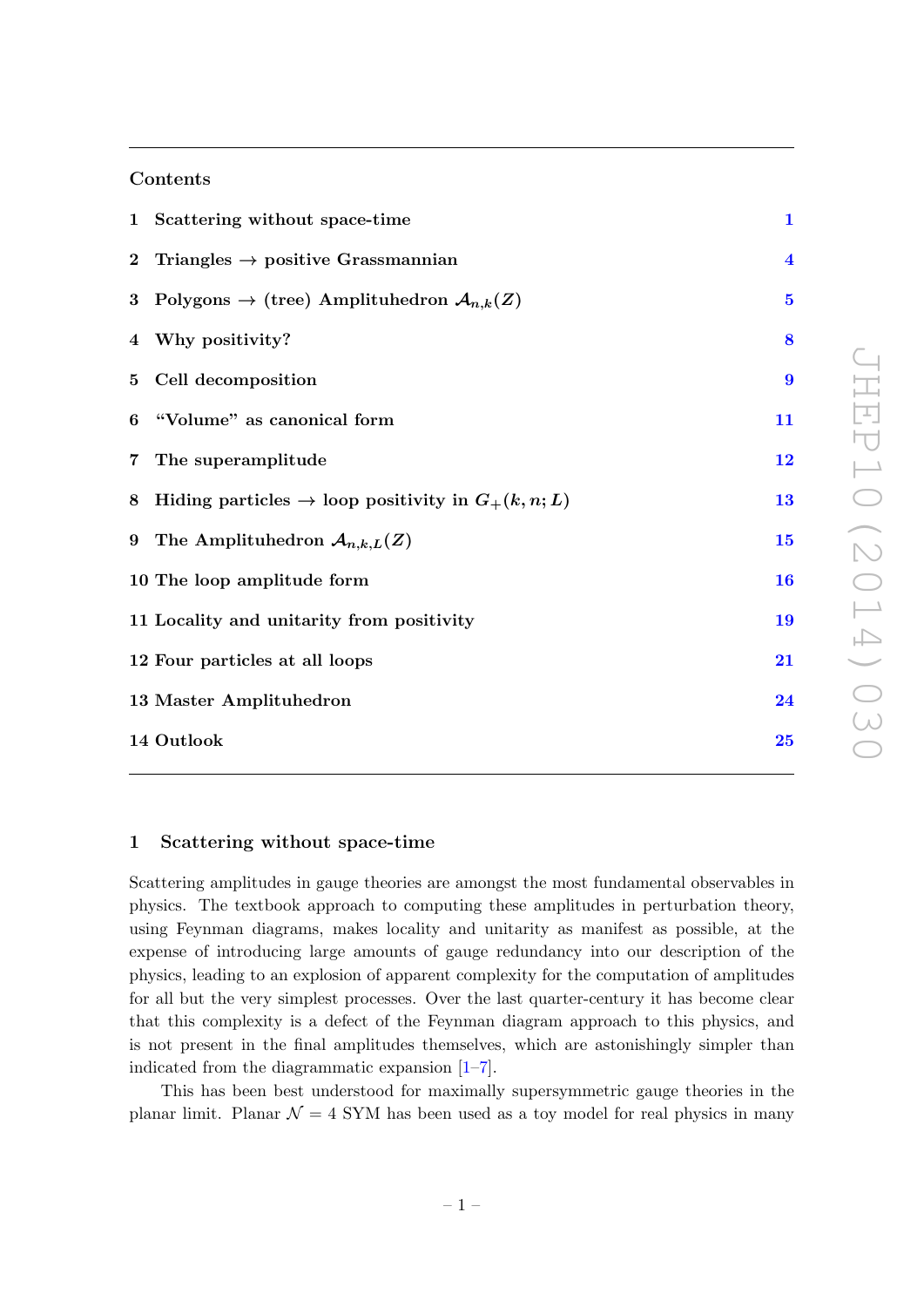## Contents

| | | |
|---|---|---|
| 1 | Scattering without space-time | 1 |
| 2 | Triangles $\to$ positive Grassmannian | 4 |
| 3 | Polygons $\to$ (tree) Amplituhedron $\mathcal{A}_{n,k}(Z)$ | 5 |
| 4 | Why positivity? | 8 |
| 5 | Cell decomposition | 9 |
| 6 | "Volume" as canonical form | 11 |
| 7 | The superamplitude | 12 |
| 8 | Hiding particles $\to$ loop positivity in $G_+(k,n;L)$ | 13 |
| 9 | The Amplituhedron $\mathcal{A}_{n,k,L}(Z)$ | 15 |
| 10 | The loop amplitude form | 16 |
| 11 | Locality and unitarity from positivity | 19 |
| 12 | Four particles at all loops | 21 |
| 13 | Master Amplituhedron | 24 |
| 14 | Outlook | 25 |

## 1 Scattering without space-time

Scattering amplitudes in gauge theories are amongst the most fundamental observables in physics. The textbook approach to computing these amplitudes in perturbation theory, using Feynman diagrams, makes locality and unitarity as manifest as possible, at the expense of introducing large amounts of gauge redundancy into our description of the physics, leading to an explosion of apparent complexity for the computation of amplitudes for all but the very simplest processes. Over the last quarter-century it has become clear that this complexity is a defect of the Feynman diagram approach to this physics, and is not present in the final amplitudes themselves, which are astonishingly simpler than indicated from the diagrammatic expansion [1–7].

This has been best understood for maximally supersymmetric gauge theories in the planar limit. Planar $\mathcal{N}=4$ SYM has been used as a toy model for real physics in many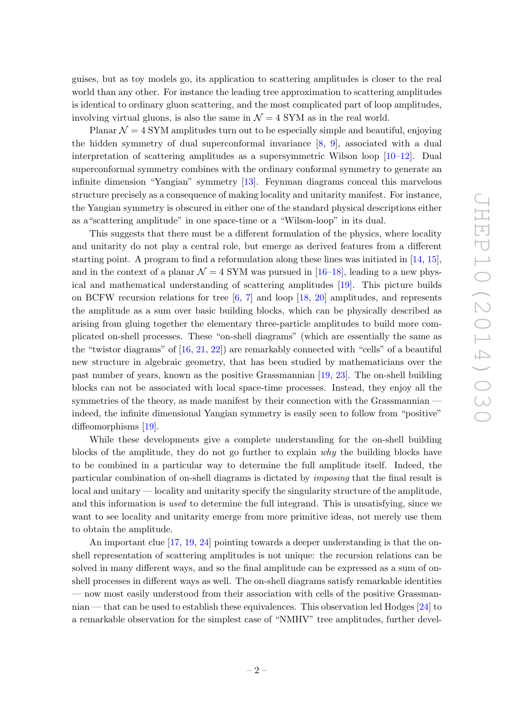guises, but as toy models go, its application to scattering amplitudes is closer to the real world than any other. For instance the leading tree approximation to scattering amplitudes is identical to ordinary gluon scattering, and the most complicated part of loop amplitudes, involving virtual gluons, is also the same in $\mathcal{N}=4$ SYM as in the real world.

Planar $\mathcal{N}=4$ SYM amplitudes turn out to be especially simple and beautiful, enjoying the hidden symmetry of dual superconformal invariance [8, 9], associated with a dual interpretation of scattering amplitudes as a supersymmetric Wilson loop [10–12]. Dual superconformal symmetry combines with the ordinary conformal symmetry to generate an infinite dimension "Yangian" symmetry [13]. Feynman diagrams conceal this marvelous structure precisely as a consequence of making locality and unitarity manifest. For instance, the Yangian symmetry is obscured in either one of the standard physical descriptions either as a"scattering amplitude" in one space-time or a "Wilson-loop" in its dual.

This suggests that there must be a different formulation of the physics, where locality and unitarity do not play a central role, but emerge as derived features from a different starting point. A program to find a reformulation along these lines was initiated in [14, 15], and in the context of a planar $\mathcal{N}=4$ SYM was pursued in [16–18], leading to a new physical and mathematical understanding of scattering amplitudes [19]. This picture builds on BCFW recursion relations for tree [6, 7] and loop [18, 20] amplitudes, and represents the amplitude as a sum over basic building blocks, which can be physically described as arising from gluing together the elementary three-particle amplitudes to build more complicated on-shell processes. These "on-shell diagrams" (which are essentially the same as the "twistor diagrams" of [16, 21, 22]) are remarkably connected with "cells" of a beautiful new structure in algebraic geometry, that has been studied by mathematicians over the past number of years, known as the positive Grassmannian [19, 23]. The on-shell building blocks can not be associated with local space-time processes. Instead, they enjoy all the symmetries of the theory, as made manifest by their connection with the Grassmannian — indeed, the infinite dimensional Yangian symmetry is easily seen to follow from "positive" diffeomorphisms [19].

While these developments give a complete understanding for the on-shell building blocks of the amplitude, they do not go further to explain *why* the building blocks have to be combined in a particular way to determine the full amplitude itself. Indeed, the particular combination of on-shell diagrams is dictated by *imposing* that the final result is local and unitary — locality and unitarity specify the singularity structure of the amplitude, and this information is *used* to determine the full integrand. This is unsatisfying, since we want to see locality and unitarity emerge from more primitive ideas, not merely use them to obtain the amplitude.

An important clue [17, 19, 24] pointing towards a deeper understanding is that the on-shell representation of scattering amplitudes is not unique: the recursion relations can be solved in many different ways, and so the final amplitude can be expressed as a sum of on-shell processes in different ways as well. The on-shell diagrams satisfy remarkable identities — now most easily understood from their association with cells of the positive Grassmannian — that can be used to establish these equivalences. This observation led Hodges [24] to a remarkable observation for the simplest case of "NMHV" tree amplitudes, further devel-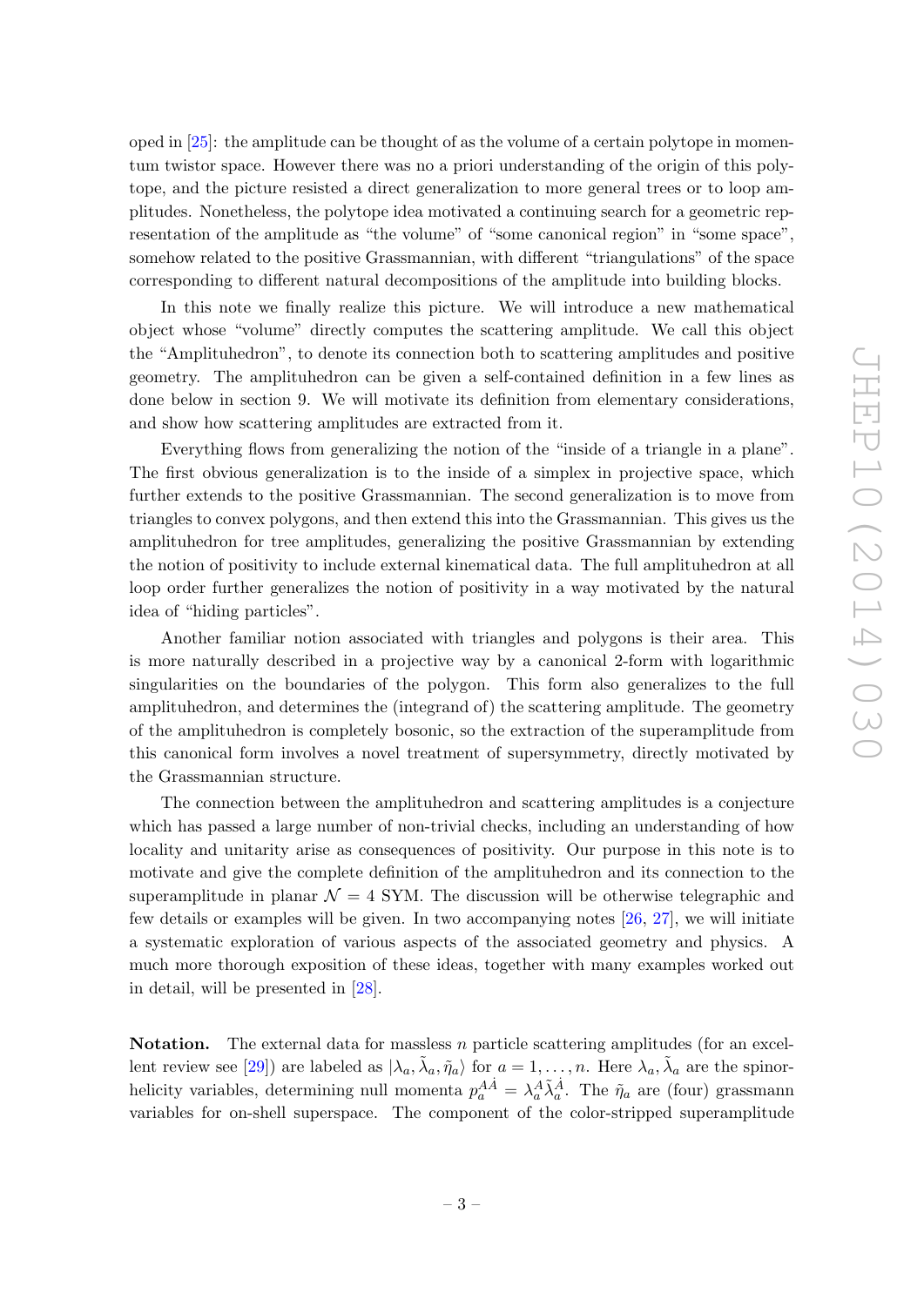oped in [25]: the amplitude can be thought of as the volume of a certain polytope in momentum twistor space. However there was no a priori understanding of the origin of this polytope, and the picture resisted a direct generalization to more general trees or to loop amplitudes. Nonetheless, the polytope idea motivated a continuing search for a geometric representation of the amplitude as "the volume" of "some canonical region" in "some space", somehow related to the positive Grassmannian, with different "triangulations" of the space corresponding to different natural decompositions of the amplitude into building blocks.

In this note we finally realize this picture. We will introduce a new mathematical object whose "volume" directly computes the scattering amplitude. We call this object the "Amplituhedron", to denote its connection both to scattering amplitudes and positive geometry. The amplituhedron can be given a self-contained definition in a few lines as done below in section 9. We will motivate its definition from elementary considerations, and show how scattering amplitudes are extracted from it.

Everything flows from generalizing the notion of the "inside of a triangle in a plane". The first obvious generalization is to the inside of a simplex in projective space, which further extends to the positive Grassmannian. The second generalization is to move from triangles to convex polygons, and then extend this into the Grassmannian. This gives us the amplituhedron for tree amplitudes, generalizing the positive Grassmannian by extending the notion of positivity to include external kinematical data. The full amplituhedron at all loop order further generalizes the notion of positivity in a way motivated by the natural idea of "hiding particles".

Another familiar notion associated with triangles and polygons is their area. This is more naturally described in a projective way by a canonical 2-form with logarithmic singularities on the boundaries of the polygon. This form also generalizes to the full amplituhedron, and determines the (integrand of) the scattering amplitude. The geometry of the amplituhedron is completely bosonic, so the extraction of the superamplitude from this canonical form involves a novel treatment of supersymmetry, directly motivated by the Grassmannian structure.

The connection between the amplituhedron and scattering amplitudes is a conjecture which has passed a large number of non-trivial checks, including an understanding of how locality and unitarity arise as consequences of positivity. Our purpose in this note is to motivate and give the complete definition of the amplituhedron and its connection to the superamplitude in planar $\mathcal{N} = 4$ SYM. The discussion will be otherwise telegraphic and few details or examples will be given. In two accompanying notes [26, 27], we will initiate a systematic exploration of various aspects of the associated geometry and physics. A much more thorough exposition of these ideas, together with many examples worked out in detail, will be presented in [28].

**Notation.** The external data for massless $n$ particle scattering amplitudes (for an excellent review see [29]) are labeled as $|\lambda_a, \tilde{\lambda}_a, \tilde{\eta}_a\rangle$ for $a = 1, \ldots, n$. Here $\lambda_a, \tilde{\lambda}_a$ are the spinor-helicity variables, determining null momenta $p_a^{A\dot{A}} = \lambda_a^A \tilde{\lambda}_a^{\dot{A}}$. The $\tilde{\eta}_a$ are (four) grassmann variables for on-shell superspace. The component of the color-stripped superamplitude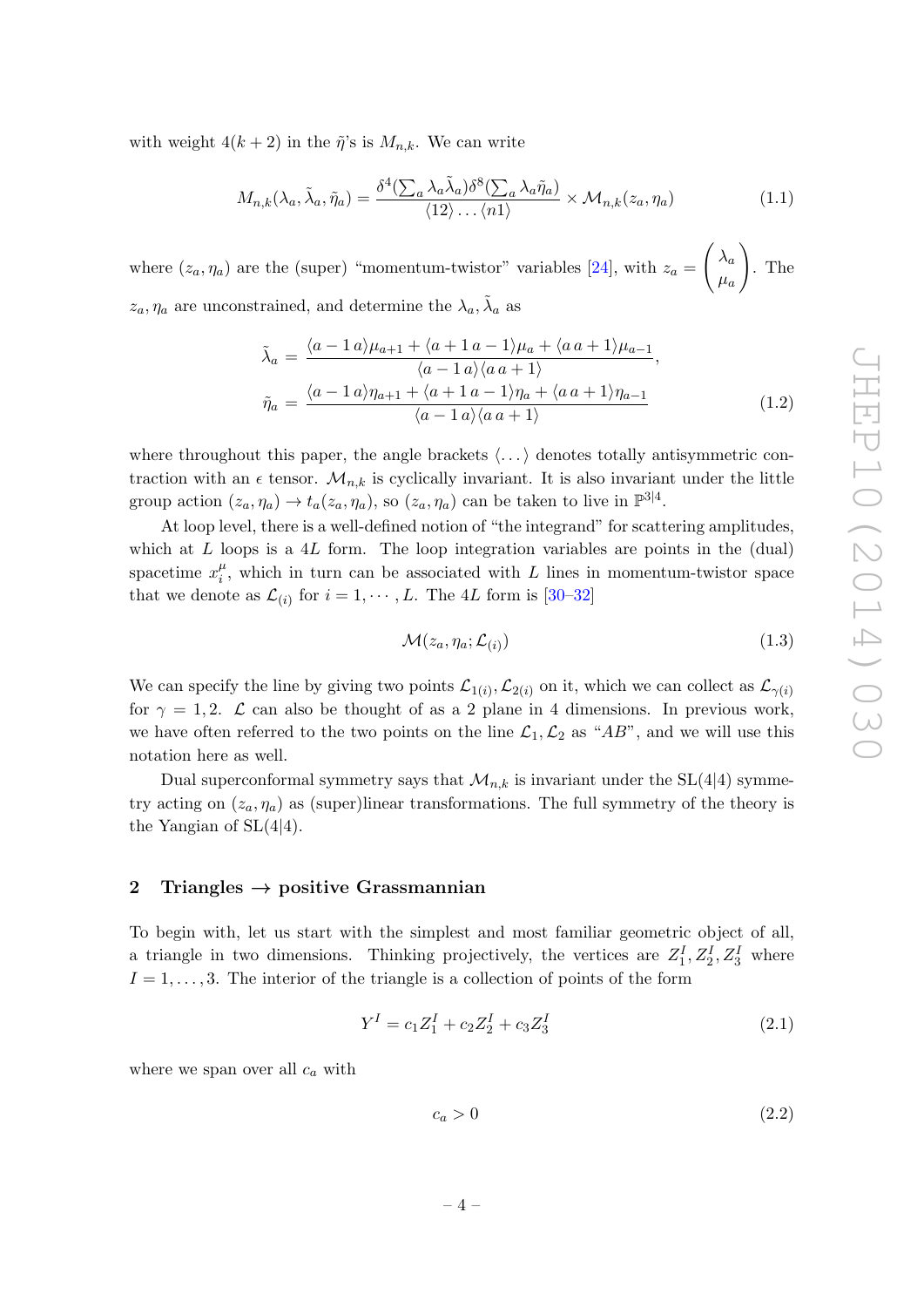with weight $4(k+2)$ in the $\tilde{\eta}$'s is $M_{n,k}$. We can write

$$M_{n,k}(\lambda_a, \tilde{\lambda}_a, \tilde{\eta}_a) = \frac{\delta^4(\sum_a \lambda_a \tilde{\lambda}_a)\delta^8(\sum_a \lambda_a \tilde{\eta}_a)}{\langle 12 \rangle \ldots \langle n1 \rangle} \times \mathcal{M}_{n,k}(z_a, \eta_a) \tag{1.1}$$

where $(z_a, \eta_a)$ are the (super) "momentum-twistor" variables [24], with $z_a = \begin{pmatrix} \lambda_a \\ \mu_a \end{pmatrix}$. The $z_a, \eta_a$ are unconstrained, and determine the $\lambda_a, \tilde{\lambda}_a$ as

$$\begin{aligned}
\tilde{\lambda}_a &= \frac{\langle a-1\, a \rangle \mu_{a+1} + \langle a+1\, a-1 \rangle \mu_a + \langle a\, a+1 \rangle \mu_{a-1}}{\langle a-1\, a \rangle \langle a\, a+1 \rangle}, \\
\tilde{\eta}_a &= \frac{\langle a-1\, a \rangle \eta_{a+1} + \langle a+1\, a-1 \rangle \eta_a + \langle a\, a+1 \rangle \eta_{a-1}}{\langle a-1\, a \rangle \langle a\, a+1 \rangle}
\end{aligned} \tag{1.2}$$

where throughout this paper, the angle brackets $\langle \ldots \rangle$ denotes totally antisymmetric contraction with an $\epsilon$ tensor. $\mathcal{M}_{n,k}$ is cyclically invariant. It is also invariant under the little group action $(z_a, \eta_a) \to t_a(z_a, \eta_a)$, so $(z_a, \eta_a)$ can be taken to live in $\mathbb{P}^{3|4}$.

At loop level, there is a well-defined notion of "the integrand" for scattering amplitudes, which at $L$ loops is a $4L$ form. The loop integration variables are points in the (dual) spacetime $x_i^\mu$, which in turn can be associated with $L$ lines in momentum-twistor space that we denote as $\mathcal{L}_{(i)}$ for $i = 1, \cdots, L$. The $4L$ form is [30–32]

$$\mathcal{M}(z_a, \eta_a; \mathcal{L}_{(i)}) \tag{1.3}$$

We can specify the line by giving two points $\mathcal{L}_{1(i)}, \mathcal{L}_{2(i)}$ on it, which we can collect as $\mathcal{L}_{\gamma(i)}$ for $\gamma = 1, 2$. $\mathcal{L}$ can also be thought of as a 2 plane in 4 dimensions. In previous work, we have often referred to the two points on the line $\mathcal{L}_1, \mathcal{L}_2$ as "$AB$", and we will use this notation here as well.

Dual superconformal symmetry says that $\mathcal{M}_{n,k}$ is invariant under the SL(4|4) symmetry acting on $(z_a, \eta_a)$ as (super)linear transformations. The full symmetry of the theory is the Yangian of SL(4|4).

## 2 Triangles $\to$ positive Grassmannian

To begin with, let us start with the simplest and most familiar geometric object of all, a triangle in two dimensions. Thinking projectively, the vertices are $Z_1^I, Z_2^I, Z_3^I$ where $I = 1, \ldots, 3$. The interior of the triangle is a collection of points of the form

$$Y^I = c_1 Z_1^I + c_2 Z_2^I + c_3 Z_3^I \tag{2.1}$$

where we span over all $c_a$ with

$$c_a > 0 \tag{2.2}$$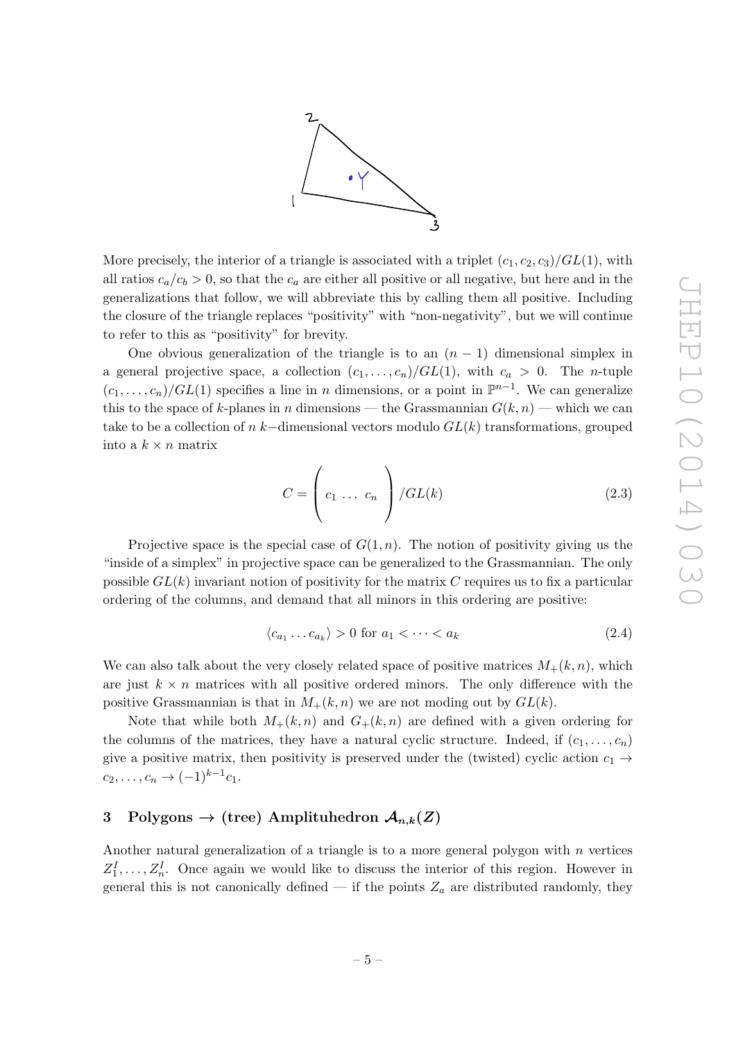More precisely, the interior of a triangle is associated with a triplet $(c_1, c_2, c_3)/GL(1)$, with all ratios $c_a/c_b > 0$, so that the $c_a$ are either all positive or all negative, but here and in the generalizations that follow, we will abbreviate this by calling them all positive. Including the closure of the triangle replaces "positivity" with "non-negativity", but we will continue to refer to this as "positivity" for brevity.

One obvious generalization of the triangle is to an $(n-1)$ dimensional simplex in a general projective space, a collection $(c_1, \ldots, c_n)/GL(1)$, with $c_a > 0$. The $n$-tuple $(c_1, \ldots, c_n)/GL(1)$ specifies a line in $n$ dimensions, or a point in $\mathbb{P}^{n-1}$. We can generalize this to the space of $k$-planes in $n$ dimensions — the Grassmannian $G(k, n)$ — which we can take to be a collection of $n$ $k-$dimensional vectors modulo $GL(k)$ transformations, grouped into a $k \times n$ matrix

$$C = \left( \begin{array}{ccc} c_1 & \ldots & c_n \end{array} \right) / GL(k) \tag{2.3}$$

Projective space is the special case of $G(1, n)$. The notion of positivity giving us the "inside of a simplex" in projective space can be generalized to the Grassmannian. The only possible $GL(k)$ invariant notion of positivity for the matrix $C$ requires us to fix a particular ordering of the columns, and demand that all minors in this ordering are positive:

$$\langle c_{a_1} \ldots c_{a_k} \rangle > 0 \text{ for } a_1 < \cdots < a_k \tag{2.4}$$

We can also talk about the very closely related space of positive matrices $M_+(k, n)$, which are just $k \times n$ matrices with all positive ordered minors. The only difference with the positive Grassmannian is that in $M_+(k, n)$ we are not moding out by $GL(k)$.

Note that while both $M_+(k, n)$ and $G_+(k, n)$ are defined with a given ordering for the columns of the matrices, they have a natural cyclic structure. Indeed, if $(c_1, \ldots, c_n)$ give a positive matrix, then positivity is preserved under the (twisted) cyclic action $c_1 \to c_2, \ldots, c_n \to (-1)^{k-1} c_1$.

## 3 Polygons $\to$ (tree) Amplituhedron $\mathcal{A}_{n,k}(Z)$

Another natural generalization of a triangle is to a more general polygon with $n$ vertices $Z_1^I, \ldots, Z_n^I$. Once again we would like to discuss the interior of this region. However in general this is not canonically defined — if the points $Z_a$ are distributed randomly, they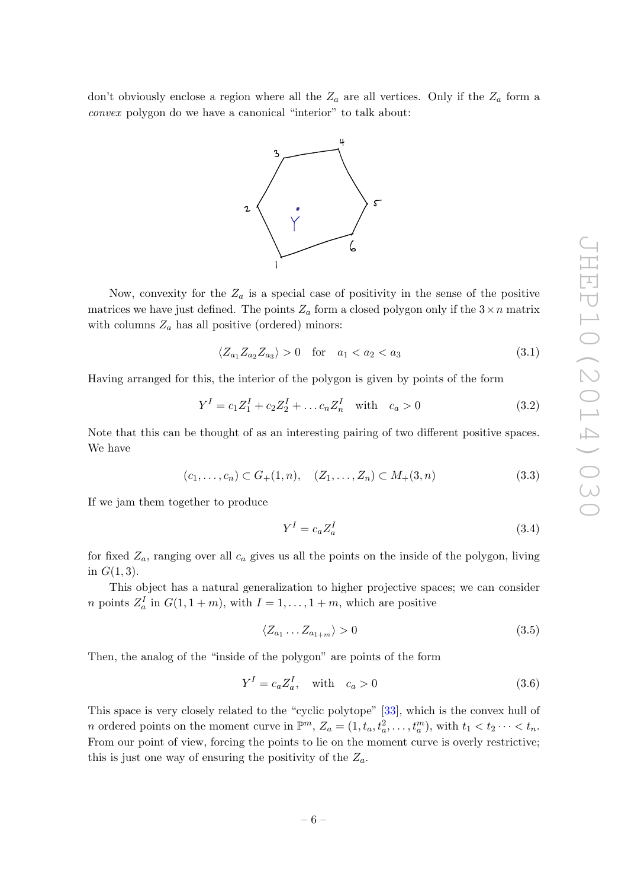don't obviously enclose a region where all the $Z_a$ are all vertices. Only if the $Z_a$ form a *convex* polygon do we have a canonical "interior" to talk about:

Now, convexity for the $Z_a$ is a special case of positivity in the sense of the positive matrices we have just defined. The points $Z_a$ form a closed polygon only if the $3 \times n$ matrix with columns $Z_a$ has all positive (ordered) minors:

$$\langle Z_{a_1} Z_{a_2} Z_{a_3} \rangle > 0 \quad \text{for} \quad a_1 < a_2 < a_3 \tag{3.1}$$

Having arranged for this, the interior of the polygon is given by points of the form

$$Y^I = c_1 Z_1^I + c_2 Z_2^I + \dots c_n Z_n^I \quad \text{with} \quad c_a > 0 \tag{3.2}$$

Note that this can be thought of as an interesting pairing of two different positive spaces. We have

$$(c_1, \dots, c_n) \subset G_+(1, n), \quad (Z_1, \dots, Z_n) \subset M_+(3, n) \tag{3.3}$$

If we jam them together to produce

$$Y^I = c_a Z_a^I \tag{3.4}$$

for fixed $Z_a$, ranging over all $c_a$ gives us all the points on the inside of the polygon, living in $G(1, 3)$.

This object has a natural generalization to higher projective spaces; we can consider $n$ points $Z_a^I$ in $G(1, 1+m)$, with $I = 1, \dots, 1+m$, which are positive

$$\langle Z_{a_1} \dots Z_{a_{1+m}} \rangle > 0 \tag{3.5}$$

Then, the analog of the "inside of the polygon" are points of the form

$$Y^I = c_a Z_a^I, \quad \text{with} \quad c_a > 0 \tag{3.6}$$

This space is very closely related to the "cyclic polytope" [33], which is the convex hull of $n$ ordered points on the moment curve in $\mathbb{P}^m$, $Z_a = (1, t_a, t_a^2, \dots, t_a^m)$, with $t_1 < t_2 \dots < t_n$. From our point of view, forcing the points to lie on the moment curve is overly restrictive; this is just one way of ensuring the positivity of the $Z_a$.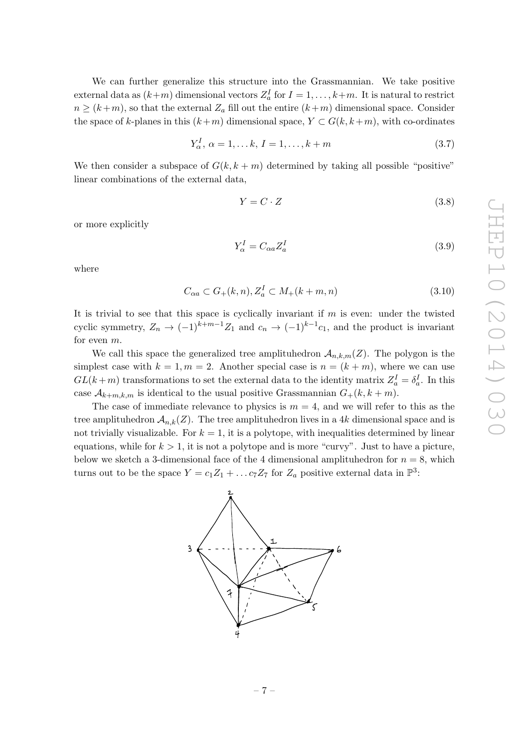We can further generalize this structure into the Grassmannian. We take positive external data as $(k+m)$ dimensional vectors $Z_a^I$ for $I = 1, \ldots, k+m$. It is natural to restrict $n \geq (k+m)$, so that the external $Z_a$ fill out the entire $(k+m)$ dimensional space. Consider the space of $k$-planes in this $(k+m)$ dimensional space, $Y \subset G(k, k+m)$, with co-ordinates

$$Y_\alpha^I,\ \alpha = 1, \ldots k,\ I = 1, \ldots, k+m \tag{3.7}$$

We then consider a subspace of $G(k, k+m)$ determined by taking all possible "positive" linear combinations of the external data,

$$Y = C \cdot Z \tag{3.8}$$

or more explicitly

$$Y_\alpha^I = C_{\alpha a} Z_a^I \tag{3.9}$$

where

$$C_{\alpha a} \subset G_+(k, n), Z_a^I \subset M_+(k+m, n) \tag{3.10}$$

It is trivial to see that this space is cyclically invariant if $m$ is even: under the twisted cyclic symmetry, $Z_n \to (-1)^{k+m-1} Z_1$ and $c_n \to (-1)^{k-1} c_1$, and the product is invariant for even $m$.

We call this space the generalized tree amplituhedron $\mathcal{A}_{n,k,m}(Z)$. The polygon is the simplest case with $k = 1, m = 2$. Another special case is $n = (k+m)$, where we can use $GL(k+m)$ transformations to set the external data to the identity matrix $Z_a^I = \delta_a^I$. In this case $\mathcal{A}_{k+m,k,m}$ is identical to the usual positive Grassmannian $G_+(k, k+m)$.

The case of immediate relevance to physics is $m = 4$, and we will refer to this as the tree amplituhedron $\mathcal{A}_{n,k}(Z)$. The tree amplituhedron lives in a $4k$ dimensional space and is not trivially visualizable. For $k = 1$, it is a polytope, with inequalities determined by linear equations, while for $k > 1$, it is not a polytope and is more "curvy". Just to have a picture, below we sketch a 3-dimensional face of the 4 dimensional amplituhedron for $n = 8$, which turns out to be the space $Y = c_1 Z_1 + \ldots c_7 Z_7$ for $Z_a$ positive external data in $\mathbb{P}^3$: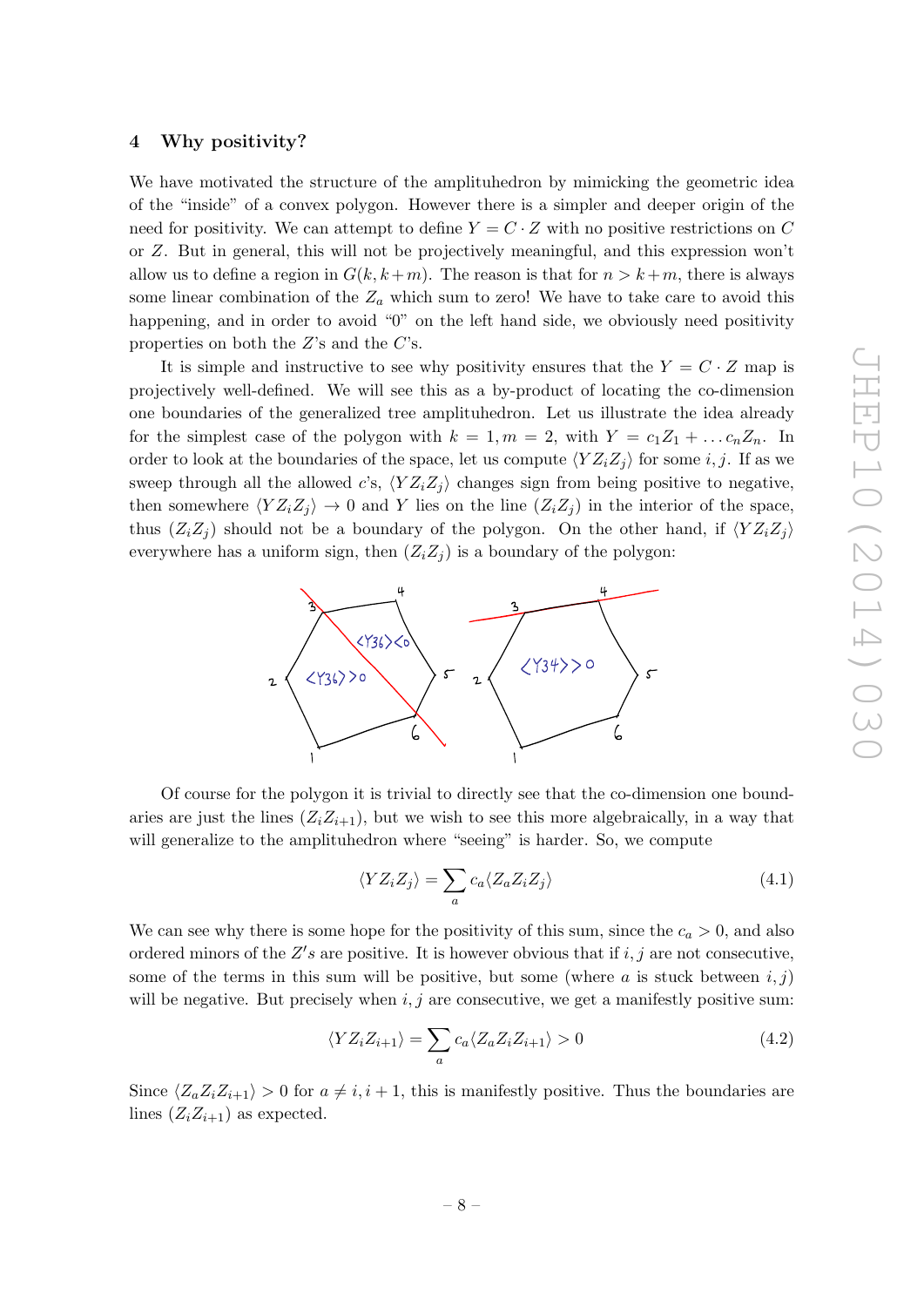## 4 Why positivity?

We have motivated the structure of the amplituhedron by mimicking the geometric idea of the "inside" of a convex polygon. However there is a simpler and deeper origin of the need for positivity. We can attempt to define $Y = C \cdot Z$ with no positive restrictions on $C$ or $Z$. But in general, this will not be projectively meaningful, and this expression won't allow us to define a region in $G(k, k+m)$. The reason is that for $n > k+m$, there is always some linear combination of the $Z_a$ which sum to zero! We have to take care to avoid this happening, and in order to avoid "0" on the left hand side, we obviously need positivity properties on both the $Z$'s and the $C$'s.

It is simple and instructive to see why positivity ensures that the $Y = C \cdot Z$ map is projectively well-defined. We will see this as a by-product of locating the co-dimension one boundaries of the generalized tree amplituhedron. Let us illustrate the idea already for the simplest case of the polygon with $k = 1, m = 2$, with $Y = c_1 Z_1 + \ldots c_n Z_n$. In order to look at the boundaries of the space, let us compute $\langle Y Z_i Z_j \rangle$ for some $i, j$. If as we sweep through all the allowed $c$'s, $\langle Y Z_i Z_j \rangle$ changes sign from being positive to negative, then somewhere $\langle Y Z_i Z_j \rangle \to 0$ and $Y$ lies on the line $(Z_i Z_j)$ in the interior of the space, thus $(Z_i Z_j)$ should not be a boundary of the polygon. On the other hand, if $\langle Y Z_i Z_j \rangle$ everywhere has a uniform sign, then $(Z_i Z_j)$ is a boundary of the polygon:

Of course for the polygon it is trivial to directly see that the co-dimension one boundaries are just the lines $(Z_i Z_{i+1})$, but we wish to see this more algebraically, in a way that will generalize to the amplituhedron where "seeing" is harder. So, we compute

$$\langle Y Z_i Z_j \rangle = \sum_a c_a \langle Z_a Z_i Z_j \rangle \tag{4.1}$$

We can see why there is some hope for the positivity of this sum, since the $c_a > 0$, and also ordered minors of the $Z's$ are positive. It is however obvious that if $i, j$ are not consecutive, some of the terms in this sum will be positive, but some (where $a$ is stuck between $i, j$) will be negative. But precisely when $i, j$ are consecutive, we get a manifestly positive sum:

$$\langle Y Z_i Z_{i+1} \rangle = \sum_a c_a \langle Z_a Z_i Z_{i+1} \rangle > 0 \tag{4.2}$$

Since $\langle Z_a Z_i Z_{i+1} \rangle > 0$ for $a \neq i, i+1$, this is manifestly positive. Thus the boundaries are lines $(Z_i Z_{i+1})$ as expected.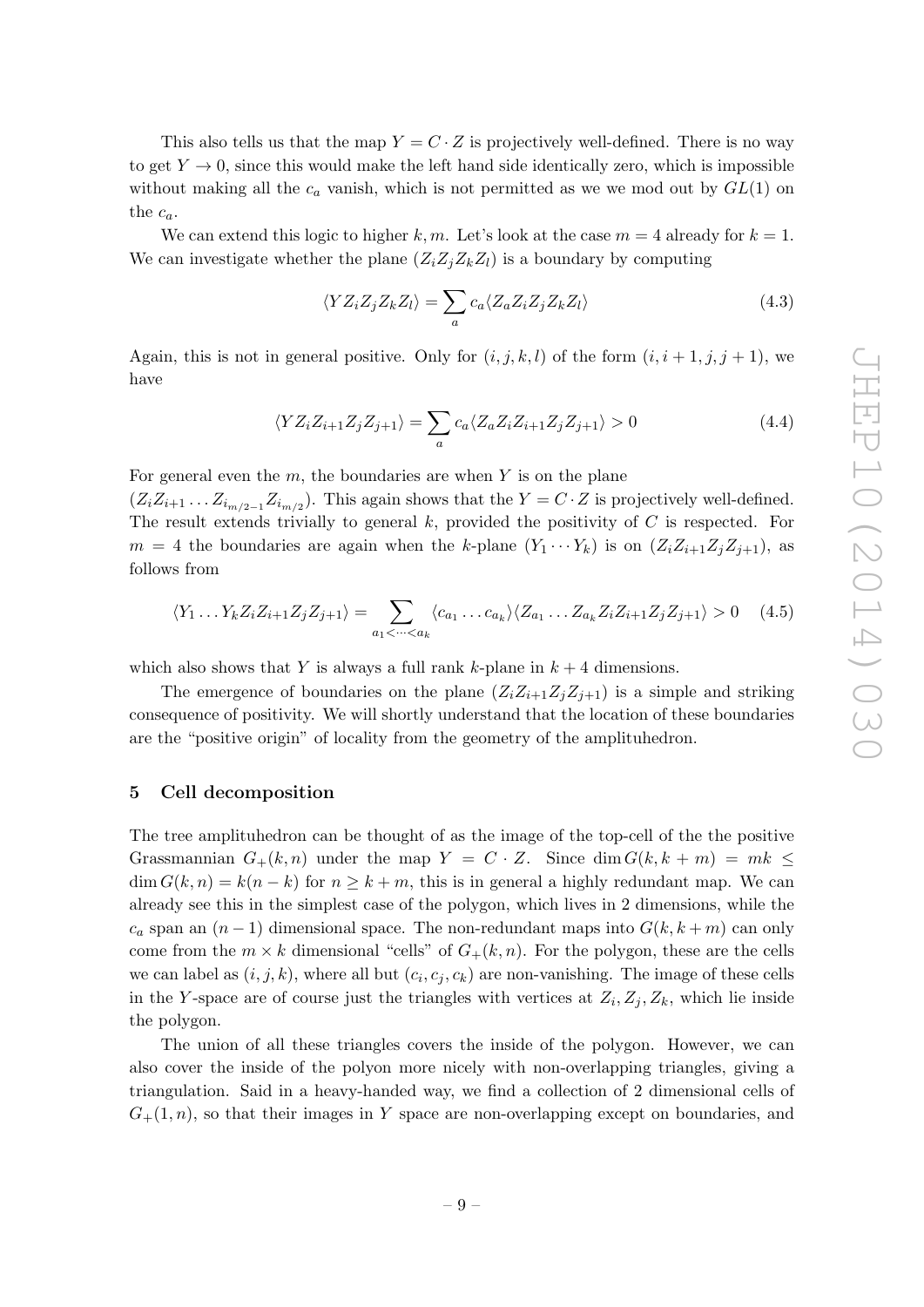This also tells us that the map $Y = C \cdot Z$ is projectively well-defined. There is no way to get $Y \to 0$, since this would make the left hand side identically zero, which is impossible without making all the $c_a$ vanish, which is not permitted as we we mod out by $GL(1)$ on the $c_a$.

We can extend this logic to higher $k, m$. Let's look at the case $m = 4$ already for $k = 1$. We can investigate whether the plane $(Z_i Z_j Z_k Z_l)$ is a boundary by computing

$$\langle Y Z_i Z_j Z_k Z_l \rangle = \sum_a c_a \langle Z_a Z_i Z_j Z_k Z_l \rangle \tag{4.3}$$

Again, this is not in general positive. Only for $(i, j, k, l)$ of the form $(i, i+1, j, j+1)$, we have

$$\langle Y Z_i Z_{i+1} Z_j Z_{j+1} \rangle = \sum_a c_a \langle Z_a Z_i Z_{i+1} Z_j Z_{j+1} \rangle > 0 \tag{4.4}$$

For general even the $m$, the boundaries are when $Y$ is on the plane $(Z_i Z_{i+1} \ldots Z_{i_{m/2-1}} Z_{i_{m/2}})$. This again shows that the $Y = C \cdot Z$ is projectively well-defined. The result extends trivially to general $k$, provided the positivity of $C$ is respected. For $m = 4$ the boundaries are again when the $k$-plane $(Y_1 \cdots Y_k)$ is on $(Z_i Z_{i+1} Z_j Z_{j+1})$, as follows from

$$\langle Y_1 \ldots Y_k Z_i Z_{i+1} Z_j Z_{j+1} \rangle = \sum_{a_1 < \cdots < a_k} \langle c_{a_1} \ldots c_{a_k} \rangle \langle Z_{a_1} \ldots Z_{a_k} Z_i Z_{i+1} Z_j Z_{j+1} \rangle > 0 \tag{4.5}$$

which also shows that $Y$ is always a full rank $k$-plane in $k + 4$ dimensions.

The emergence of boundaries on the plane $(Z_i Z_{i+1} Z_j Z_{j+1})$ is a simple and striking consequence of positivity. We will shortly understand that the location of these boundaries are the "positive origin" of locality from the geometry of the amplituhedron.

## 5 Cell decomposition

The tree amplituhedron can be thought of as the image of the top-cell of the the positive Grassmannian $G_+(k, n)$ under the map $Y = C \cdot Z$. Since $\dim G(k, k+m) = mk \leq \dim G(k, n) = k(n-k)$ for $n \geq k + m$, this is in general a highly redundant map. We can already see this in the simplest case of the polygon, which lives in 2 dimensions, while the $c_a$ span an $(n-1)$ dimensional space. The non-redundant maps into $G(k, k+m)$ can only come from the $m \times k$ dimensional "cells" of $G_+(k, n)$. For the polygon, these are the cells we can label as $(i, j, k)$, where all but $(c_i, c_j, c_k)$ are non-vanishing. The image of these cells in the $Y$-space are of course just the triangles with vertices at $Z_i, Z_j, Z_k$, which lie inside the polygon.

The union of all these triangles covers the inside of the polygon. However, we can also cover the inside of the polyon more nicely with non-overlapping triangles, giving a triangulation. Said in a heavy-handed way, we find a collection of 2 dimensional cells of $G_+(1, n)$, so that their images in $Y$ space are non-overlapping except on boundaries, and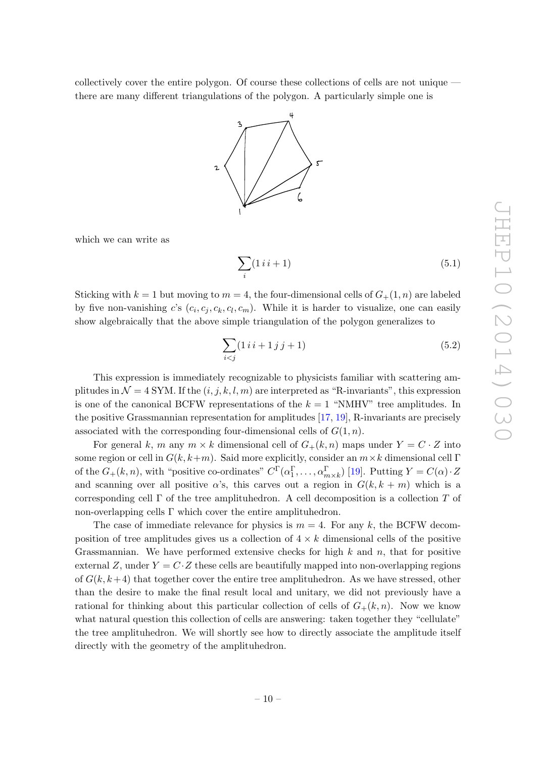collectively cover the entire polygon. Of course these collections of cells are not unique — there are many different triangulations of the polygon. A particularly simple one is

which we can write as

$$\sum_i (1\,i\,i+1) \tag{5.1}$$

Sticking with $k = 1$ but moving to $m = 4$, the four-dimensional cells of $G_+(1, n)$ are labeled by five non-vanishing $c$'s $(c_i, c_j, c_k, c_l, c_m)$. While it is harder to visualize, one can easily show algebraically that the above simple triangulation of the polygon generalizes to

$$\sum_{i<j} (1\,i\,i+1\,j\,j+1) \tag{5.2}$$

This expression is immediately recognizable to physicists familiar with scattering amplitudes in $\mathcal{N} = 4$ SYM. If the $(i, j, k, l, m)$ are interpreted as "R-invariants", this expression is one of the canonical BCFW representations of the $k = 1$ "NMHV" tree amplitudes. In the positive Grassmannian representation for amplitudes [17, 19], R-invariants are precisely associated with the corresponding four-dimensional cells of $G(1, n)$.

For general $k$, $m$ any $m \times k$ dimensional cell of $G_+(k, n)$ maps under $Y = C \cdot Z$ into some region or cell in $G(k, k+m)$. Said more explicitly, consider an $m \times k$ dimensional cell $\Gamma$ of the $G_+(k, n)$, with "positive co-ordinates" $C^\Gamma(\alpha_1^\Gamma, \ldots, \alpha_{m\times k}^\Gamma)$ [19]. Putting $Y = C(\alpha) \cdot Z$ and scanning over all positive $\alpha$'s, this carves out a region in $G(k, k + m)$ which is a corresponding cell $\Gamma$ of the tree amplituhedron. A cell decomposition is a collection $T$ of non-overlapping cells $\Gamma$ which cover the entire amplituhedron.

The case of immediate relevance for physics is $m = 4$. For any $k$, the BCFW decomposition of tree amplitudes gives us a collection of $4 \times k$ dimensional cells of the positive Grassmannian. We have performed extensive checks for high $k$ and $n$, that for positive external $Z$, under $Y = C \cdot Z$ these cells are beautifully mapped into non-overlapping regions of $G(k, k+4)$ that together cover the entire tree amplituhedron. As we have stressed, other than the desire to make the final result local and unitary, we did not previously have a rational for thinking about this particular collection of cells of $G_+(k, n)$. Now we know what natural question this collection of cells are answering: taken together they "cellulate" the tree amplituhedron. We will shortly see how to directly associate the amplitude itself directly with the geometry of the amplituhedron.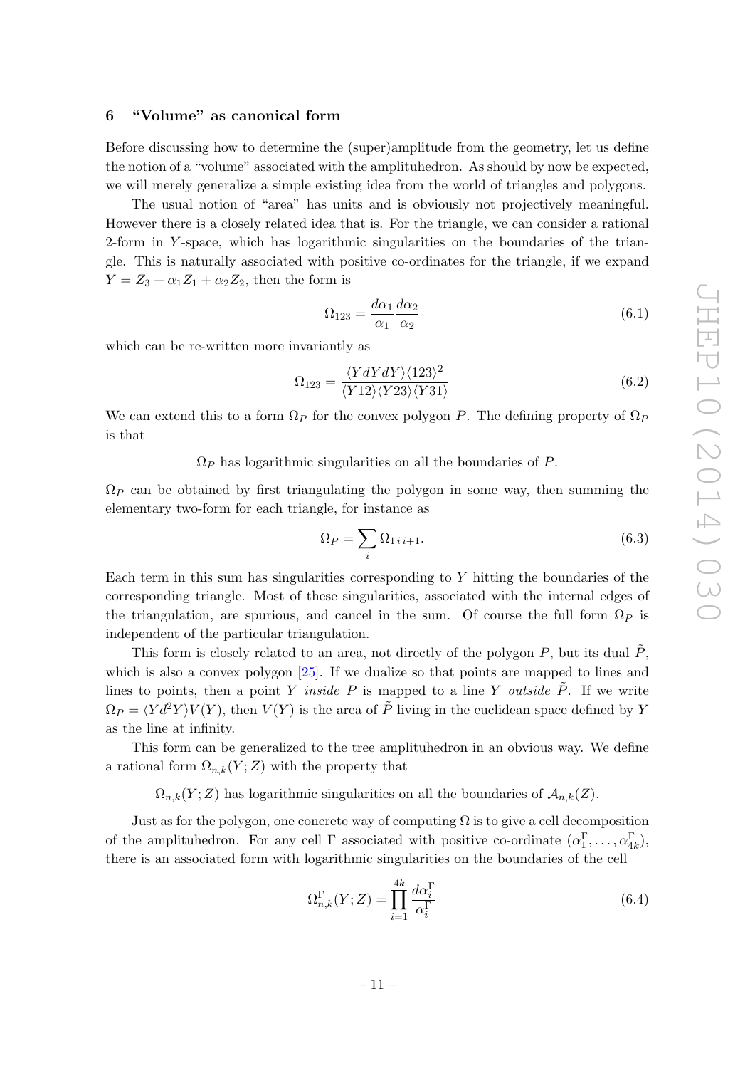## 6 "Volume" as canonical form

Before discussing how to determine the (super)amplitude from the geometry, let us define the notion of a "volume" associated with the amplituhedron. As should by now be expected, we will merely generalize a simple existing idea from the world of triangles and polygons.

The usual notion of "area" has units and is obviously not projectively meaningful. However there is a closely related idea that is. For the triangle, we can consider a rational 2-form in $Y$-space, which has logarithmic singularities on the boundaries of the triangle. This is naturally associated with positive co-ordinates for the triangle, if we expand $Y = Z_3 + \alpha_1 Z_1 + \alpha_2 Z_2$, then the form is

$$\Omega_{123} = \frac{d\alpha_1}{\alpha_1}\frac{d\alpha_2}{\alpha_2} \tag{6.1}$$

which can be re-written more invariantly as

$$\Omega_{123} = \frac{\langle Y dY dY\rangle \langle 123\rangle^2}{\langle Y12\rangle\langle Y23\rangle\langle Y31\rangle} \tag{6.2}$$

We can extend this to a form $\Omega_P$ for the convex polygon $P$. The defining property of $\Omega_P$ is that

$\Omega_P$ has logarithmic singularities on all the boundaries of $P$.

$\Omega_P$ can be obtained by first triangulating the polygon in some way, then summing the elementary two-form for each triangle, for instance as

$$\Omega_P = \sum_i \Omega_{1\, i\, i+1}. \tag{6.3}$$

Each term in this sum has singularities corresponding to $Y$ hitting the boundaries of the corresponding triangle. Most of these singularities, associated with the internal edges of the triangulation, are spurious, and cancel in the sum. Of course the full form $\Omega_P$ is independent of the particular triangulation.

This form is closely related to an area, not directly of the polygon $P$, but its dual $\tilde{P}$, which is also a convex polygon [25]. If we dualize so that points are mapped to lines and lines to points, then a point $Y$ *inside* $P$ is mapped to a line $Y$ *outside* $\tilde{P}$. If we write $\Omega_P = \langle Y d^2 Y\rangle V(Y)$, then $V(Y)$ is the area of $\tilde{P}$ living in the euclidean space defined by $Y$ as the line at infinity.

This form can be generalized to the tree amplituhedron in an obvious way. We define a rational form $\Omega_{n,k}(Y;Z)$ with the property that

$\Omega_{n,k}(Y;Z)$ has logarithmic singularities on all the boundaries of $\mathcal{A}_{n,k}(Z)$.

Just as for the polygon, one concrete way of computing $\Omega$ is to give a cell decomposition of the amplituhedron. For any cell $\Gamma$ associated with positive co-ordinate $(\alpha_1^\Gamma, \ldots, \alpha_{4k}^\Gamma)$, there is an associated form with logarithmic singularities on the boundaries of the cell

$$\Omega_{n,k}^\Gamma(Y;Z) = \prod_{i=1}^{4k} \frac{d\alpha_i^\Gamma}{\alpha_i^\Gamma} \tag{6.4}$$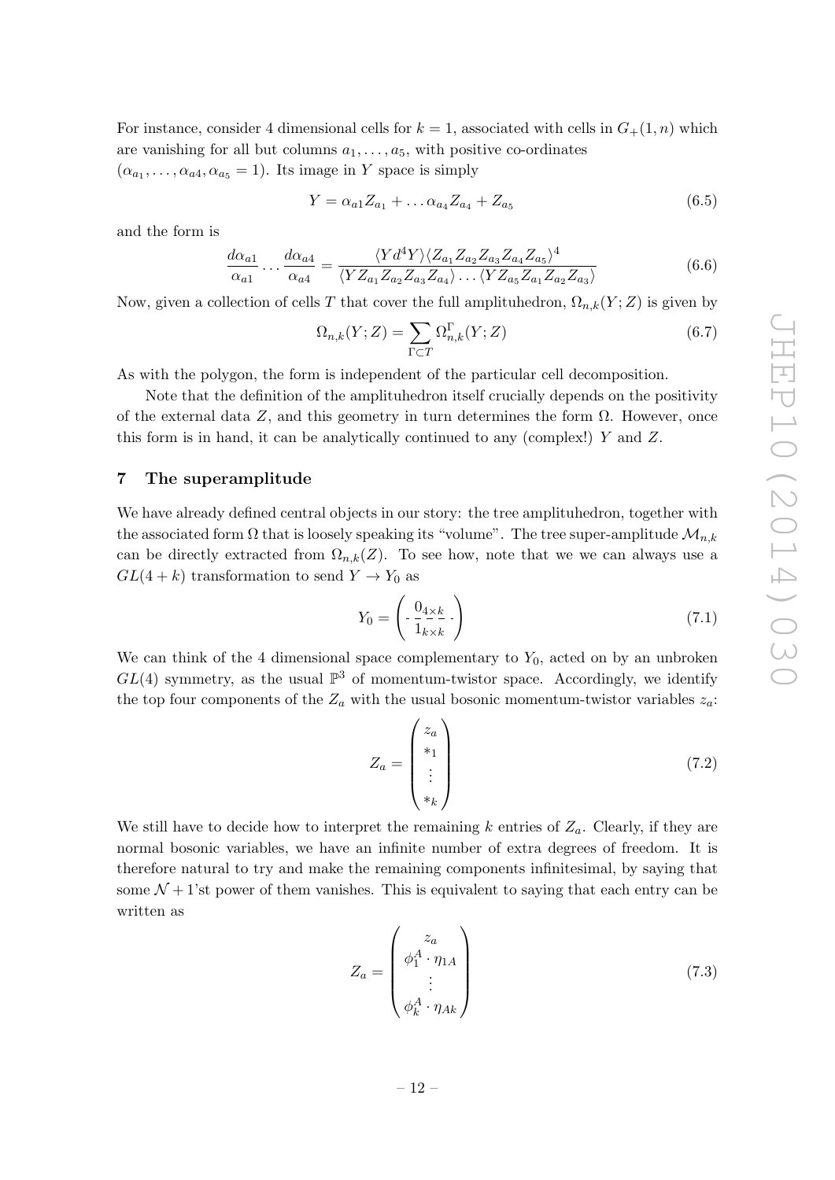For instance, consider 4 dimensional cells for $k = 1$, associated with cells in $G_+(1, n)$ which are vanishing for all but columns $a_1, \ldots, a_5$, with positive co-ordinates $(\alpha_{a_1}, \ldots, \alpha_{a4}, \alpha_{a_5} = 1)$. Its image in $Y$ space is simply

$$Y = \alpha_{a1} Z_{a_1} + \ldots \alpha_{a_4} Z_{a_4} + Z_{a_5} \tag{6.5}$$

and the form is

$$\frac{d\alpha_{a1}}{\alpha_{a1}} \cdots \frac{d\alpha_{a4}}{\alpha_{a4}} = \frac{\langle Y d^4 Y \rangle \langle Z_{a_1} Z_{a_2} Z_{a_3} Z_{a_4} Z_{a_5} \rangle^4}{\langle Y Z_{a_1} Z_{a_2} Z_{a_3} Z_{a_4} \rangle \ldots \langle Y Z_{a_5} Z_{a_1} Z_{a_2} Z_{a_3} \rangle} \tag{6.6}$$

Now, given a collection of cells $T$ that cover the full amplituhedron, $\Omega_{n,k}(Y; Z)$ is given by

$$\Omega_{n,k}(Y; Z) = \sum_{\Gamma \subset T} \Omega^{\Gamma}_{n,k}(Y; Z) \tag{6.7}$$

As with the polygon, the form is independent of the particular cell decomposition.

Note that the definition of the amplituhedron itself crucially depends on the positivity of the external data $Z$, and this geometry in turn determines the form $\Omega$. However, once this form is in hand, it can be analytically continued to any (complex!) $Y$ and $Z$.

## 7 The superamplitude

We have already defined central objects in our story: the tree amplituhedron, together with the associated form $\Omega$ that is loosely speaking its "volume". The tree super-amplitude $\mathcal{M}_{n,k}$ can be directly extracted from $\Omega_{n,k}(Z)$. To see how, note that we we can always use a $GL(4 + k)$ transformation to send $Y \to Y_0$ as

$$Y_0 = \begin{pmatrix} 0_{4\times k} \\ 1_{k\times k} \end{pmatrix} \tag{7.1}$$

We can think of the 4 dimensional space complementary to $Y_0$, acted on by an unbroken $GL(4)$ symmetry, as the usual $\mathbb{P}^3$ of momentum-twistor space. Accordingly, we identify the top four components of the $Z_a$ with the usual bosonic momentum-twistor variables $z_a$:

$$Z_a = \begin{pmatrix} z_a \\ *_1 \\ \vdots \\ *_k \end{pmatrix} \tag{7.2}$$

We still have to decide how to interpret the remaining $k$ entries of $Z_a$. Clearly, if they are normal bosonic variables, we have an infinite number of extra degrees of freedom. It is therefore natural to try and make the remaining components infinitesimal, by saying that some $\mathcal{N} + 1$'st power of them vanishes. This is equivalent to saying that each entry can be written as

$$Z_a = \begin{pmatrix} z_a \\ \phi_1^A \cdot \eta_{1A} \\ \vdots \\ \phi_k^A \cdot \eta_{Ak} \end{pmatrix} \tag{7.3}$$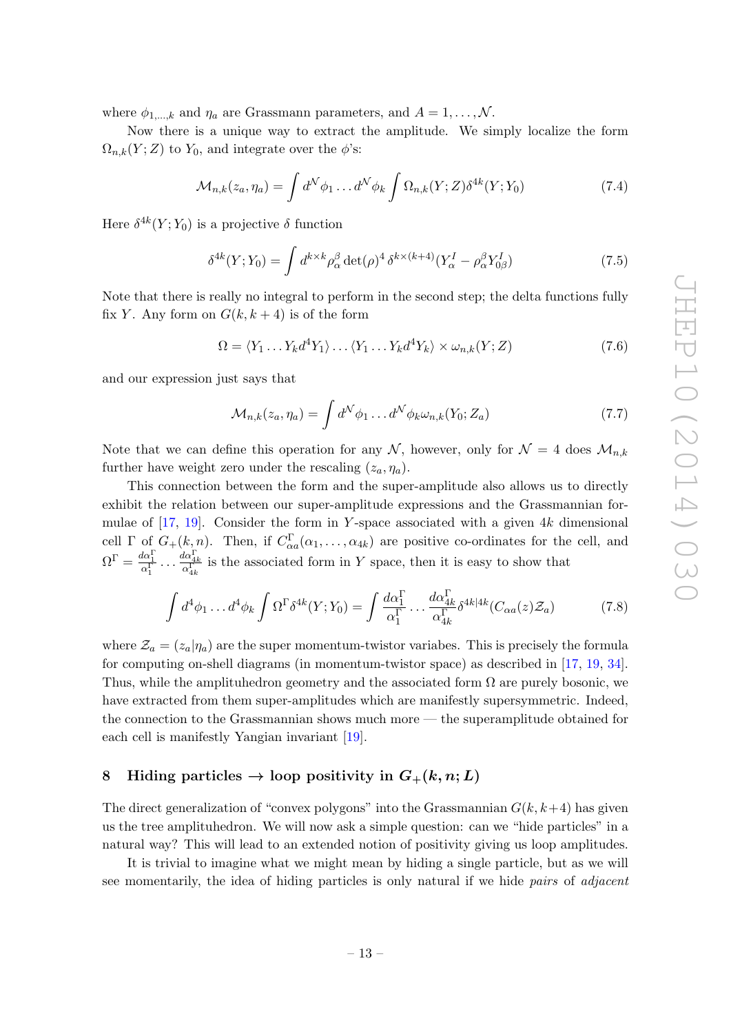where $\phi_{1,\ldots,k}$ and $\eta_a$ are Grassmann parameters, and $A = 1, \ldots, \mathcal{N}$.

Now there is a unique way to extract the amplitude. We simply localize the form $\Omega_{n,k}(Y;Z)$ to $Y_0$, and integrate over the $\phi$'s:

$$\mathcal{M}_{n,k}(z_a, \eta_a) = \int d^{\mathcal{N}}\phi_1 \ldots d^{\mathcal{N}}\phi_k \int \Omega_{n,k}(Y;Z)\delta^{4k}(Y;Y_0) \tag{7.4}$$

Here $\delta^{4k}(Y;Y_0)$ is a projective $\delta$ function

$$\delta^{4k}(Y;Y_0) = \int d^{k\times k}\rho_\alpha^\beta \det(\rho)^4 \, \delta^{k\times(k+4)}(Y_\alpha^I - \rho_\alpha^\beta Y_{0\beta}^I) \tag{7.5}$$

Note that there is really no integral to perform in the second step; the delta functions fully fix $Y$. Any form on $G(k, k+4)$ is of the form

$$\Omega = \langle Y_1 \ldots Y_k d^4 Y_1\rangle \ldots \langle Y_1 \ldots Y_k d^4 Y_k\rangle \times \omega_{n,k}(Y;Z) \tag{7.6}$$

and our expression just says that

$$\mathcal{M}_{n,k}(z_a, \eta_a) = \int d^{\mathcal{N}}\phi_1 \ldots d^{\mathcal{N}}\phi_k \omega_{n,k}(Y_0; Z_a) \tag{7.7}$$

Note that we can define this operation for any $\mathcal{N}$, however, only for $\mathcal{N} = 4$ does $\mathcal{M}_{n,k}$ further have weight zero under the rescaling $(z_a, \eta_a)$.

This connection between the form and the super-amplitude also allows us to directly exhibit the relation between our super-amplitude expressions and the Grassmannian formulae of [17, 19]. Consider the form in $Y$-space associated with a given $4k$ dimensional cell $\Gamma$ of $G_+(k,n)$. Then, if $C^\Gamma_{\alpha a}(\alpha_1, \ldots, \alpha_{4k})$ are positive co-ordinates for the cell, and $\Omega^\Gamma = \frac{d\alpha_1^\Gamma}{\alpha_1^\Gamma} \ldots \frac{d\alpha_{4k}^\Gamma}{\alpha_{4k}^\Gamma}$ is the associated form in $Y$ space, then it is easy to show that

$$\int d^4\phi_1 \ldots d^4\phi_k \int \Omega^\Gamma \delta^{4k}(Y;Y_0) = \int \frac{d\alpha_1^\Gamma}{\alpha_1^\Gamma} \ldots \frac{d\alpha_{4k}^\Gamma}{\alpha_{4k}^\Gamma} \delta^{4k|4k}(C_{\alpha a}(z)\mathcal{Z}_a) \tag{7.8}$$

where $\mathcal{Z}_a = (z_a|\eta_a)$ are the super momentum-twistor variabes. This is precisely the formula for computing on-shell diagrams (in momentum-twistor space) as described in [17, 19, 34]. Thus, while the amplituhedron geometry and the associated form $\Omega$ are purely bosonic, we have extracted from them super-amplitudes which are manifestly supersymmetric. Indeed, the connection to the Grassmannian shows much more — the superamplitude obtained for each cell is manifestly Yangian invariant [19].

## 8 Hiding particles → loop positivity in $G_+(k, n; L)$

The direct generalization of "convex polygons" into the Grassmannian $G(k, k+4)$ has given us the tree amplituhedron. We will now ask a simple question: can we "hide particles" in a natural way? This will lead to an extended notion of positivity giving us loop amplitudes.

It is trivial to imagine what we might mean by hiding a single particle, but as we will see momentarily, the idea of hiding particles is only natural if we hide *pairs* of *adjacent*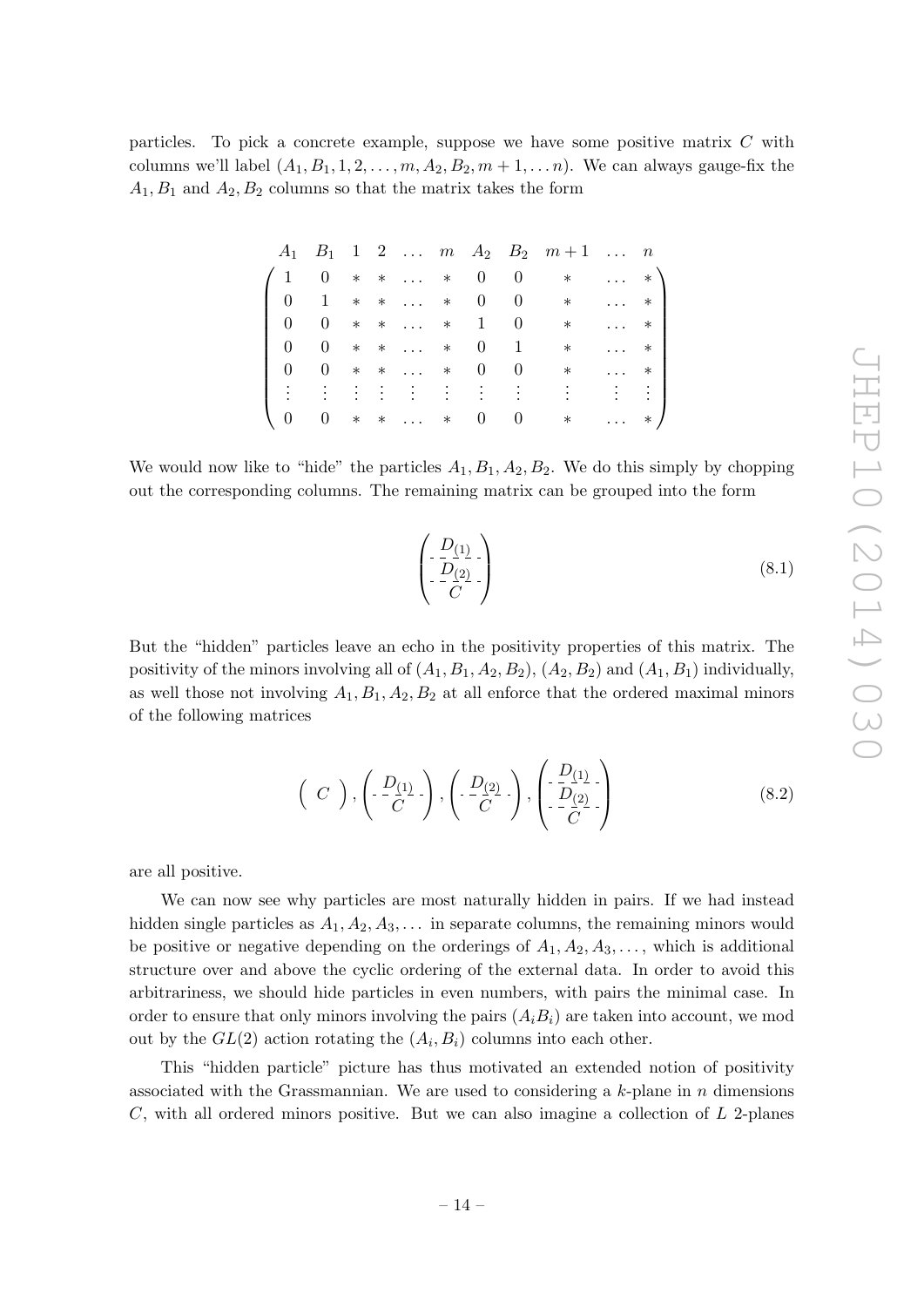particles. To pick a concrete example, suppose we have some positive matrix $C$ with columns we'll label $(A_1, B_1, 1, 2, \ldots, m, A_2, B_2, m+1, \ldots n)$. We can always gauge-fix the $A_1, B_1$ and $A_2, B_2$ columns so that the matrix takes the form

$$
\begin{array}{ccccccccccc}
A_1 & B_1 & 1 & 2 & \ldots & m & A_2 & B_2 & m+1 & \ldots & n
\end{array}
$$

$$
\begin{pmatrix}
1 & 0 & * & * & \ldots & * & 0 & 0 & * & \ldots & * \\
0 & 1 & * & * & \ldots & * & 0 & 0 & * & \ldots & * \\
0 & 0 & * & * & \ldots & * & 1 & 0 & * & \ldots & * \\
0 & 0 & * & * & \ldots & * & 0 & 1 & * & \ldots & * \\
0 & 0 & * & * & \ldots & * & 0 & 0 & * & \ldots & * \\
\vdots & \vdots & \vdots & \vdots & \vdots & \vdots & \vdots & \vdots & \vdots & \vdots & \vdots \\
0 & 0 & * & * & \ldots & * & 0 & 0 & * & \ldots & *
\end{pmatrix}
$$

We would now like to "hide" the particles $A_1, B_1, A_2, B_2$. We do this simply by chopping out the corresponding columns. The remaining matrix can be grouped into the form

$$
\begin{pmatrix} D_{(1)} \\ \hdashline D_{(2)} \\ \hdashline C \end{pmatrix} \tag{8.1}
$$

But the "hidden" particles leave an echo in the positivity properties of this matrix. The positivity of the minors involving all of $(A_1, B_1, A_2, B_2)$, $(A_2, B_2)$ and $(A_1, B_1)$ individually, as well those not involving $A_1, B_1, A_2, B_2$ at all enforce that the ordered maximal minors of the following matrices

$$
\begin{pmatrix} C \end{pmatrix}, \begin{pmatrix} D_{(1)} \\ \hdashline C \end{pmatrix}, \begin{pmatrix} D_{(2)} \\ \hdashline C \end{pmatrix}, \begin{pmatrix} D_{(1)} \\ \hdashline D_{(2)} \\ \hdashline C \end{pmatrix} \tag{8.2}
$$

are all positive.

We can now see why particles are most naturally hidden in pairs. If we had instead hidden single particles as $A_1, A_2, A_3, \ldots$ in separate columns, the remaining minors would be positive or negative depending on the orderings of $A_1, A_2, A_3, \ldots$, which is additional structure over and above the cyclic ordering of the external data. In order to avoid this arbitrariness, we should hide particles in even numbers, with pairs the minimal case. In order to ensure that only minors involving the pairs $(A_i B_i)$ are taken into account, we mod out by the $GL(2)$ action rotating the $(A_i, B_i)$ columns into each other.

This "hidden particle" picture has thus motivated an extended notion of positivity associated with the Grassmannian. We are used to considering a $k$-plane in $n$ dimensions $C$, with all ordered minors positive. But we can also imagine a collection of $L$ 2-planes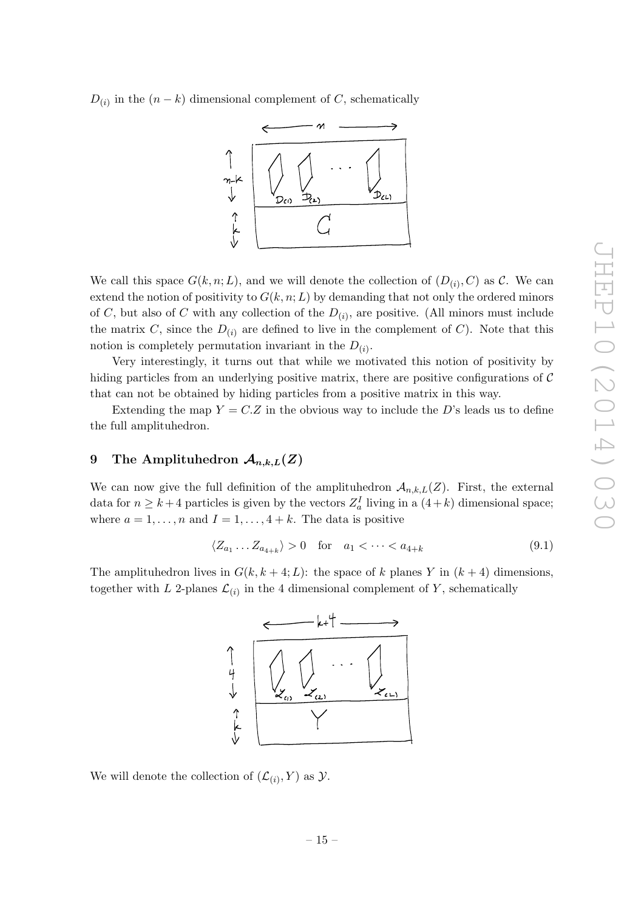$D_{(i)}$ in the $(n-k)$ dimensional complement of $C$, schematically

We call this space $G(k, n; L)$, and we will denote the collection of $(D_{(i)}, C)$ as $\mathcal{C}$. We can extend the notion of positivity to $G(k, n; L)$ by demanding that not only the ordered minors of $C$, but also of $C$ with any collection of the $D_{(i)}$, are positive. (All minors must include the matrix $C$, since the $D_{(i)}$ are defined to live in the complement of $C$). Note that this notion is completely permutation invariant in the $D_{(i)}$.

Very interestingly, it turns out that while we motivated this notion of positivity by hiding particles from an underlying positive matrix, there are positive configurations of $\mathcal{C}$ that can not be obtained by hiding particles from a positive matrix in this way.

Extending the map $Y = C.Z$ in the obvious way to include the $D$'s leads us to define the full amplituhedron.

# 9 The Amplituhedron $\mathcal{A}_{n,k,L}(Z)$

We can now give the full definition of the amplituhedron $\mathcal{A}_{n,k,L}(Z)$. First, the external data for $n \geq k+4$ particles is given by the vectors $Z_a^I$ living in a $(4+k)$ dimensional space; where $a = 1, \ldots, n$ and $I = 1, \ldots, 4+k$. The data is positive

$$\langle Z_{a_1} \ldots Z_{a_{4+k}} \rangle > 0 \quad \text{for} \quad a_1 < \cdots < a_{4+k} \tag{9.1}$$

The amplituhedron lives in $G(k, k+4; L)$: the space of $k$ planes $Y$ in $(k+4)$ dimensions, together with $L$ 2-planes $\mathcal{L}_{(i)}$ in the 4 dimensional complement of $Y$, schematically

We will denote the collection of $(\mathcal{L}_{(i)}, Y)$ as $\mathcal{Y}$.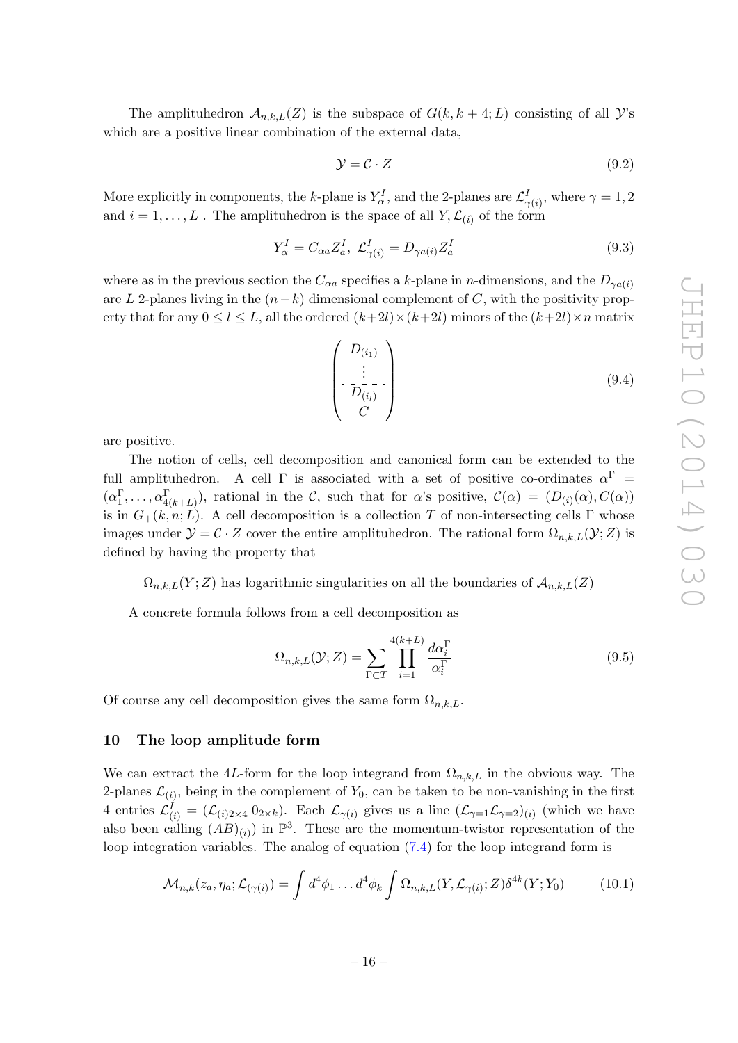The amplituhedron $\mathcal{A}_{n,k,L}(Z)$ is the subspace of $G(k, k+4; L)$ consisting of all $\mathcal{Y}$'s which are a positive linear combination of the external data,

$$\mathcal{Y} = \mathcal{C} \cdot Z \tag{9.2}$$

More explicitly in components, the $k$-plane is $Y^I_\alpha$, and the 2-planes are $\mathcal{L}^I_{\gamma(i)}$, where $\gamma = 1, 2$ and $i = 1, \ldots, L$ . The amplituhedron is the space of all $Y, \mathcal{L}_{(i)}$ of the form

$$Y^I_\alpha = C_{\alpha a} Z^I_a, \ \mathcal{L}^I_{\gamma(i)} = D_{\gamma a(i)} Z^I_a \tag{9.3}$$

where as in the previous section the $C_{\alpha a}$ specifies a $k$-plane in $n$-dimensions, and the $D_{\gamma a(i)}$ are $L$ 2-planes living in the $(n-k)$ dimensional complement of $C$, with the positivity property that for any $0 \leq l \leq L$, all the ordered $(k+2l)\times(k+2l)$ minors of the $(k+2l)\times n$ matrix

$$\begin{pmatrix} D_{(i_1)} \\ \vdots \\ D_{(i_l)} \\ C \end{pmatrix} \tag{9.4}$$

are positive.

The notion of cells, cell decomposition and canonical form can be extended to the full amplituhedron. A cell $\Gamma$ is associated with a set of positive co-ordinates $\alpha^\Gamma = (\alpha^\Gamma_1, \ldots, \alpha^\Gamma_{4(k+L)})$, rational in the $\mathcal{C}$, such that for $\alpha$'s positive, $\mathcal{C}(\alpha) = (D_{(i)}(\alpha), C(\alpha))$ is in $G_+(k, n; L)$. A cell decomposition is a collection $T$ of non-intersecting cells $\Gamma$ whose images under $\mathcal{Y} = \mathcal{C} \cdot Z$ cover the entire amplituhedron. The rational form $\Omega_{n,k,L}(\mathcal{Y}; Z)$ is defined by having the property that

$\Omega_{n,k,L}(Y; Z)$ has logarithmic singularities on all the boundaries of $\mathcal{A}_{n,k,L}(Z)$

A concrete formula follows from a cell decomposition as

$$\Omega_{n,k,L}(\mathcal{Y}; Z) = \sum_{\Gamma \subset T} \prod_{i=1}^{4(k+L)} \frac{d\alpha^\Gamma_i}{\alpha^\Gamma_i} \tag{9.5}$$

Of course any cell decomposition gives the same form $\Omega_{n,k,L}$.

## 10 The loop amplitude form

We can extract the $4L$-form for the loop integrand from $\Omega_{n,k,L}$ in the obvious way. The 2-planes $\mathcal{L}_{(i)}$, being in the complement of $Y_0$, can be taken to be non-vanishing in the first 4 entries $\mathcal{L}^I_{(i)} = (\mathcal{L}_{(i)2\times 4}|0_{2\times k})$. Each $\mathcal{L}_{\gamma(i)}$ gives us a line $(\mathcal{L}_{\gamma=1}\mathcal{L}_{\gamma=2})_{(i)}$ (which we have also been calling $(AB)_{(i)}$) in $\mathbb{P}^3$. These are the momentum-twistor representation of the loop integration variables. The analog of equation (7.4) for the loop integrand form is

$$\mathcal{M}_{n,k}(z_a, \eta_a; \mathcal{L}_{(\gamma(i)}) = \int d^4\phi_1 \ldots d^4\phi_k \int \Omega_{n,k,L}(Y, \mathcal{L}_{\gamma(i)}; Z)\delta^{4k}(Y; Y_0) \tag{10.1}$$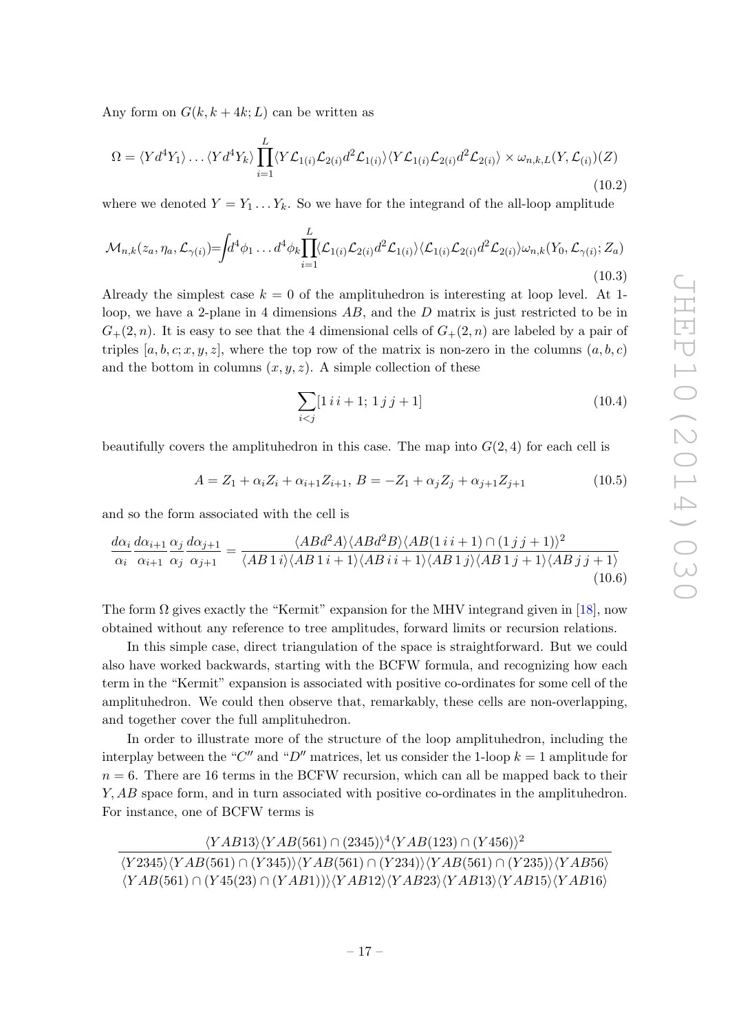Any form on $G(k, k+4k; L)$ can be written as

$$\Omega = \langle Y d^4 Y_1 \rangle \ldots \langle Y d^4 Y_k \rangle \prod_{i=1}^{L} \langle Y \mathcal{L}_{1(i)} \mathcal{L}_{2(i)} d^2 \mathcal{L}_{1(i)} \rangle \langle Y \mathcal{L}_{1(i)} \mathcal{L}_{2(i)} d^2 \mathcal{L}_{2(i)} \rangle \times \omega_{n,k,L}(Y, \mathcal{L}_{(i)})(Z) \tag{10.2}$$

where we denoted $Y = Y_1 \ldots Y_k$. So we have for the integrand of the all-loop amplitude

$$\mathcal{M}_{n,k}(z_a, \eta_a, \mathcal{L}_{\gamma(i)}) = \int d^4\phi_1 \ldots d^4\phi_k \prod_{i=1}^{L} \langle \mathcal{L}_{1(i)} \mathcal{L}_{2(i)} d^2 \mathcal{L}_{1(i)} \rangle \langle \mathcal{L}_{1(i)} \mathcal{L}_{2(i)} d^2 \mathcal{L}_{2(i)} \rangle \omega_{n,k}(Y_0, \mathcal{L}_{\gamma(i)}; Z_a) \tag{10.3}$$

Already the simplest case $k = 0$ of the amplituhedron is interesting at loop level. At 1-loop, we have a 2-plane in 4 dimensions $AB$, and the $D$ matrix is just restricted to be in $G_+(2, n)$. It is easy to see that the 4 dimensional cells of $G_+(2, n)$ are labeled by a pair of triples $[a, b, c; x, y, z]$, where the top row of the matrix is non-zero in the columns $(a, b, c)$ and the bottom in columns $(x, y, z)$. A simple collection of these

$$\sum_{i<j} [1\, i\, i+1;\, 1\, j\, j+1] \tag{10.4}$$

beautifully covers the amplituhedron in this case. The map into $G(2, 4)$ for each cell is

$$A = Z_1 + \alpha_i Z_i + \alpha_{i+1} Z_{i+1},\; B = -Z_1 + \alpha_j Z_j + \alpha_{j+1} Z_{j+1} \tag{10.5}$$

and so the form associated with the cell is

$$\frac{d\alpha_i}{\alpha_i} \frac{d\alpha_{i+1}}{\alpha_{i+1}} \frac{\alpha_j}{\alpha_j} \frac{d\alpha_{j+1}}{\alpha_{j+1}} = \frac{\langle AB d^2 A \rangle \langle AB d^2 B \rangle \langle AB (1\, i\, i+1) \cap (1\, j\, j+1) \rangle^2}{\langle AB\, 1\, i \rangle \langle AB\, 1\, i+1 \rangle \langle AB\, i\, i+1 \rangle \langle AB\, 1\, j \rangle \langle AB\, 1\, j+1 \rangle \langle AB\, j\, j+1 \rangle} \tag{10.6}$$

The form $\Omega$ gives exactly the "Kermit" expansion for the MHV integrand given in [18], now obtained without any reference to tree amplitudes, forward limits or recursion relations.

In this simple case, direct triangulation of the space is straightforward. But we could also have worked backwards, starting with the BCFW formula, and recognizing how each term in the "Kermit" expansion is associated with positive co-ordinates for some cell of the amplituhedron. We could then observe that, remarkably, these cells are non-overlapping, and together cover the full amplituhedron.

In order to illustrate more of the structure of the loop amplituhedron, including the interplay between the "$C''$" and "$D''$" matrices, let us consider the 1-loop $k = 1$ amplitude for $n = 6$. There are 16 terms in the BCFW recursion, which can all be mapped back to their $Y, AB$ space form, and in turn associated with positive co-ordinates in the amplituhedron. For instance, one of BCFW terms is

$$\frac{\langle YAB13 \rangle \langle YAB(561) \cap (2345) \rangle^4 \langle YAB(123) \cap (Y456) \rangle^2}{\begin{matrix} \langle Y2345 \rangle \langle YAB(561) \cap (Y345) \rangle \langle YAB(561) \cap (Y234) \rangle \langle YAB(561) \cap (Y235) \rangle \langle YAB56 \rangle \\ \langle YAB(561) \cap (Y45(23) \cap (YAB1)) \rangle \langle YAB12 \rangle \langle YAB23 \rangle \langle YAB13 \rangle \langle YAB15 \rangle \langle YAB16 \rangle \end{matrix}}$$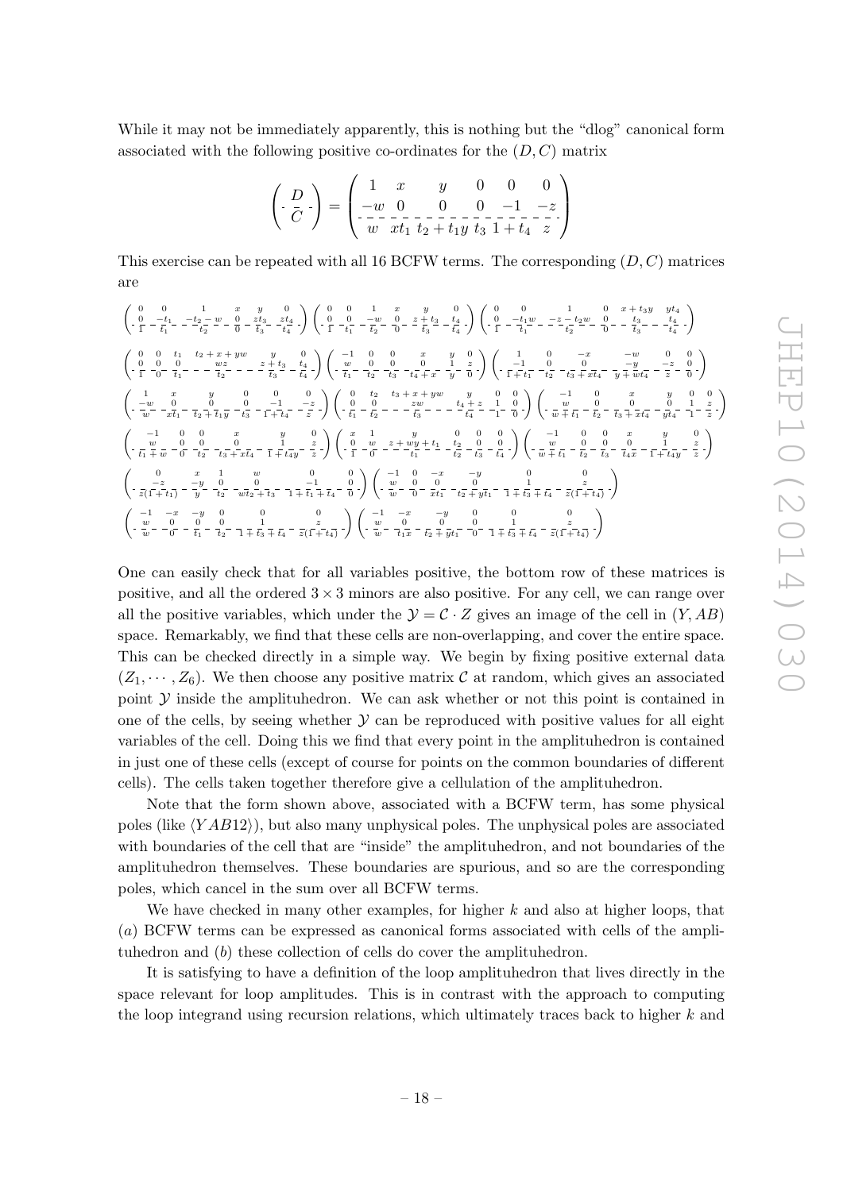While it may not be immediately apparently, this is nothing but the "dlog" canonical form associated with the following positive co-ordinates for the $(D, C)$ matrix

$$\left(\begin{array}{c} D \\ \hdashline C \end{array}\right) = \left(\begin{array}{cccccc} 1 & x & y & 0 & 0 & 0 \\ -w & 0 & 0 & 0 & -1 & -z \\ \hdashline w & xt_1 & t_2 + t_1 y & t_3 & 1 + t_4 & z \end{array}\right)$$

This exercise can be repeated with all 16 BCFW terms. The corresponding $(D, C)$ matrices are

$$\left(\begin{array}{cccccc} 0 & 0 & 1 & x & y & 0 \\ 0 & -t_1 & -t_2 - w & 0 & zt_3 & zt_4 \\ \hdashline 1 & t_1 & t_2 & 0 & t_3 & t_4 \end{array}\right) \left(\begin{array}{cccccc} 0 & 0 & 1 & x & y & 0 \\ 0 & 0 & -w & 0 & z + t_3 & t_4 \\ \hdashline 1 & t_1 & t_2 & 0 & t_3 & t_4 \end{array}\right) \left(\begin{array}{cccccc} 0 & 0 & 1 & 0 & x + t_3 y & yt_4 \\ 0 & -t_1 w & -z - t_2 w & 0 & t_3 & t_4 \\ \hdashline 1 & t_1 & t_2 & 0 & t_3 & t_4 \end{array}\right)$$

$$\left(\begin{array}{cccccc} 0 & 0 & t_1 & t_2 + x + yw & y & 0 \\ 0 & 0 & 0 & wz & z + t_3 & t_4 \\ \hdashline 1 & 0 & t_1 & t_2 & t_3 & t_4 \end{array}\right) \left(\begin{array}{cccccc} -1 & 0 & 0 & x & y & 0 \\ w & 0 & 0 & 0 & 1 & z \\ \hdashline t_1 & t_2 & t_3 & t_4 + x & y & 0 \end{array}\right) \left(\begin{array}{cccccc} 1 & 0 & -x & -w & 0 & 0 \\ -1 & 0 & 0 & 0 & -y & -z \\ \hdashline 1 + t_1 & t_2 & t_3 + xt_4 & y + wt_4 & z & 0 \end{array}\right)$$

$$\left(\begin{array}{cccccc} 1 & x & y & 0 & 0 & 0 \\ -w & 0 & 0 & 0 & -1 & -z \\ \hdashline w & xt_1 & t_2 + t_1 y & t_3 & 1 + t_4 & z \end{array}\right) \left(\begin{array}{cccccc} 0 & t_2 & t_3 + x + yw & y & 0 & 0 \\ 0 & 0 & zw & t_4 + z & 1 & 0 \\ \hdashline t_1 & t_2 & t_3 & t_4 & 1 & 0 \end{array}\right) \left(\begin{array}{cccccc} -1 & 0 & x & y & 0 & 0 \\ w & 0 & 0 & 0 & 1 & z \\ \hdashline w + t_1 & t_2 & t_3 + xt_4 & yt_4 & 1 & z \end{array}\right)$$

$$\left(\begin{array}{cccccc} -1 & 0 & 0 & x & y & 0 \\ w & 0 & 0 & 0 & 1 & z \\ \hdashline t_1 + w & 0 & t_2 & t_3 + xt_4 & 1 + t_4 y & z \end{array}\right) \left(\begin{array}{cccccc} x & 1 & y & 0 & 0 & 0 \\ 0 & w & z + wy + t_1 & t_2 & 0 & 0 \\ \hdashline 1 & 0 & t_1 & t_2 & t_3 & t_4 \end{array}\right) \left(\begin{array}{cccccc} -1 & 0 & 0 & 0 & x & y \\ w & 0 & 0 & 0 & 1 & z \\ \hdashline w + t_1 & t_2 & t_3 & t_4 x & 1 + t_4 y & z \end{array}\right)$$

$$\left(\begin{array}{cccccc} 0 & x & 1 & w & 0 & 0 \\ -z & -y & 0 & 0 & -1 & 0 \\ \hdashline z(1 + t_1) & y & t_2 & wt_2 + t_3 & 1 + t_1 + t_4 & 0 \end{array}\right) \left(\begin{array}{cccccc} -1 & 0 & -x & -y & 0 & 0 \\ w & 0 & 0 & 0 & 1 & z \\ \hdashline w & 0 & xt_1 & t_2 + yt_1 & 1 + t_3 + t_4 & z(1 + t_4) \end{array}\right)$$

$$\left(\begin{array}{cccccc} -1 & -x & -y & 0 & 0 & 0 \\ w & 0 & 0 & 0 & 1 & z \\ \hdashline w & 0 & t_1 & t_2 & 1 + t_3 + t_4 & z(1 + t_4) \end{array}\right) \left(\begin{array}{cccccc} -1 & -x & -y & 0 & 0 & 0 \\ w & 0 & 0 & 0 & 1 & z \\ \hdashline w & t_1 x & t_2 + yt_1 & 0 & 1 + t_3 + t_4 & z(1 + t_4) \end{array}\right)$$

One can easily check that for all variables positive, the bottom row of these matrices is positive, and all the ordered $3 \times 3$ minors are also positive. For any cell, we can range over all the positive variables, which under the $\mathcal{Y} = \mathcal{C} \cdot Z$ gives an image of the cell in $(Y, AB)$ space. Remarkably, we find that these cells are non-overlapping, and cover the entire space. This can be checked directly in a simple way. We begin by fixing positive external data $(Z_1, \cdots, Z_6)$. We then choose any positive matrix $\mathcal{C}$ at random, which gives an associated point $\mathcal{Y}$ inside the amplituhedron. We can ask whether or not this point is contained in one of the cells, by seeing whether $\mathcal{Y}$ can be reproduced with positive values for all eight variables of the cell. Doing this we find that every point in the amplituhedron is contained in just one of these cells (except of course for points on the common boundaries of different cells). The cells taken together therefore give a cellulation of the amplituhedron.

Note that the form shown above, associated with a BCFW term, has some physical poles (like $\langle YAB12 \rangle$), but also many unphysical poles. The unphysical poles are associated with boundaries of the cell that are "inside" the amplituhedron, and not boundaries of the amplituhedron themselves. These boundaries are spurious, and so are the corresponding poles, which cancel in the sum over all BCFW terms.

We have checked in many other examples, for higher $k$ and also at higher loops, that $(a)$ BCFW terms can be expressed as canonical forms associated with cells of the amplituhedron and $(b)$ these collection of cells do cover the amplituhedron.

It is satisfying to have a definition of the loop amplituhedron that lives directly in the space relevant for loop amplitudes. This is in contrast with the approach to computing the loop integrand using recursion relations, which ultimately traces back to higher $k$ and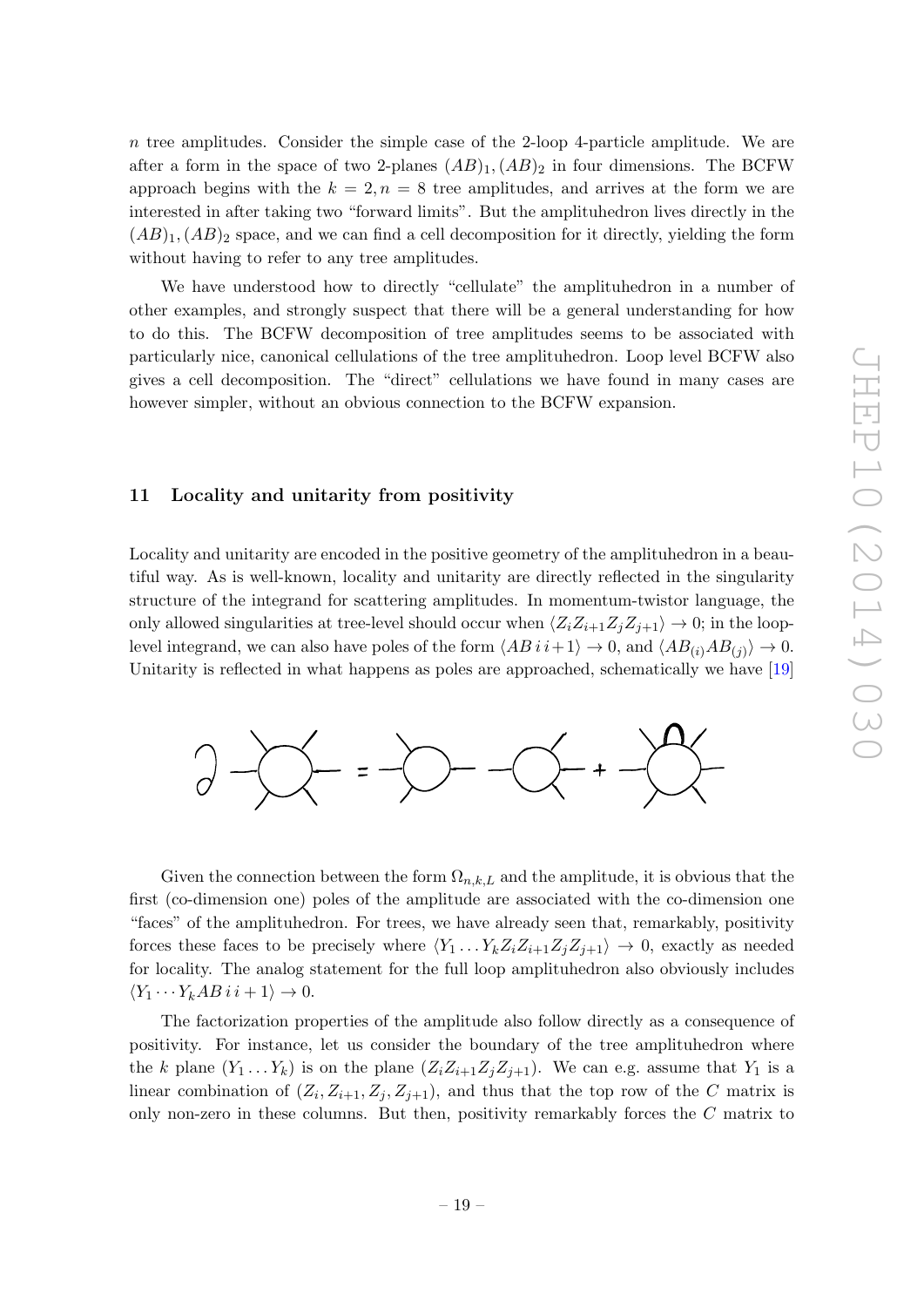$n$ tree amplitudes. Consider the simple case of the 2-loop 4-particle amplitude. We are after a form in the space of two 2-planes $(AB)_1, (AB)_2$ in four dimensions. The BCFW approach begins with the $k = 2, n = 8$ tree amplitudes, and arrives at the form we are interested in after taking two "forward limits". But the amplituhedron lives directly in the $(AB)_1, (AB)_2$ space, and we can find a cell decomposition for it directly, yielding the form without having to refer to any tree amplitudes.

We have understood how to directly "cellulate" the amplituhedron in a number of other examples, and strongly suspect that there will be a general understanding for how to do this. The BCFW decomposition of tree amplitudes seems to be associated with particularly nice, canonical cellulations of the tree amplituhedron. Loop level BCFW also gives a cell decomposition. The "direct" cellulations we have found in many cases are however simpler, without an obvious connection to the BCFW expansion.

## 11 Locality and unitarity from positivity

Locality and unitarity are encoded in the positive geometry of the amplituhedron in a beautiful way. As is well-known, locality and unitarity are directly reflected in the singularity structure of the integrand for scattering amplitudes. In momentum-twistor language, the only allowed singularities at tree-level should occur when $\langle Z_i Z_{i+1} Z_j Z_{j+1}\rangle \to 0$; in the loop-level integrand, we can also have poles of the form $\langle AB\, i\, i{+}1\rangle \to 0$, and $\langle AB_{(i)} AB_{(j)}\rangle \to 0$. Unitarity is reflected in what happens as poles are approached, schematically we have [19]

Given the connection between the form $\Omega_{n,k,L}$ and the amplitude, it is obvious that the first (co-dimension one) poles of the amplitude are associated with the co-dimension one "faces" of the amplituhedron. For trees, we have already seen that, remarkably, positivity forces these faces to be precisely where $\langle Y_1 \dots Y_k Z_i Z_{i+1} Z_j Z_{j+1}\rangle \to 0$, exactly as needed for locality. The analog statement for the full loop amplituhedron also obviously includes $\langle Y_1 \cdots Y_k AB\, i\, i+1\rangle \to 0$.

The factorization properties of the amplitude also follow directly as a consequence of positivity. For instance, let us consider the boundary of the tree amplituhedron where the $k$ plane $(Y_1 \dots Y_k)$ is on the plane $(Z_i Z_{i+1} Z_j Z_{j+1})$. We can e.g. assume that $Y_1$ is a linear combination of $(Z_i, Z_{i+1}, Z_j, Z_{j+1})$, and thus that the top row of the $C$ matrix is only non-zero in these columns. But then, positivity remarkably forces the $C$ matrix to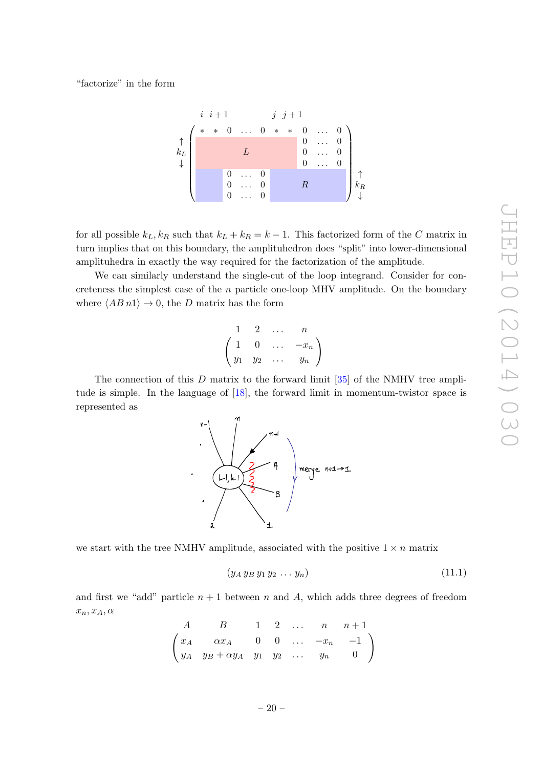"factorize" in the form

$$
\begin{array}{c}
\quad i \;\; i+1 \qquad\qquad\quad j \;\; j+1 \\
\begin{array}{c} \uparrow \\ k_L \\ \downarrow \end{array}
\left(\begin{array}{cccccccccc}
* & * & 0 & \dots & 0 & * & * & 0 & \dots & 0 \\
 & & & & & & & 0 & \dots & 0 \\
 & & & L & & & & 0 & \dots & 0 \\
 & & & & & & & 0 & \dots & 0 \\
 & & 0 & \dots & 0 & & & & & \\
 & & 0 & \dots & 0 & & & R & & \\
 & & 0 & \dots & 0 & & & & & 
\end{array}\right)
\begin{array}{c} \uparrow \\ k_R \\ \downarrow \end{array}
\end{array}
$$

for all possible $k_L, k_R$ such that $k_L + k_R = k - 1$. This factorized form of the $C$ matrix in turn implies that on this boundary, the amplituhedron does "split" into lower-dimensional amplituhedra in exactly the way required for the factorization of the amplitude.

We can similarly understand the single-cut of the loop integrand. Consider for concreteness the simplest case of the $n$ particle one-loop MHV amplitude. On the boundary where $\langle AB\, n1\rangle \to 0$, the $D$ matrix has the form

$$
\begin{array}{c}
\begin{array}{cccc} 1 & 2 & \dots & n \end{array} \\
\left(\begin{array}{cccc}
1 & 0 & \dots & -x_n \\
y_1 & y_2 & \dots & y_n
\end{array}\right)
\end{array}
$$

The connection of this $D$ matrix to the forward limit [35] of the NMHV tree amplitude is simple. In the language of [18], the forward limit in momentum-twistor space is represented as

we start with the tree NMHV amplitude, associated with the positive $1 \times n$ matrix

$$
(y_A\, y_B\, y_1\, y_2\, \dots\, y_n) \tag{11.1}
$$

and first we "add" particle $n+1$ between $n$ and $A$, which adds three degrees of freedom $x_n, x_A, \alpha$

$$
\begin{array}{c}
\begin{array}{cccccccc} A & B & 1 & 2 & \dots & n & n+1 \end{array} \\
\left(\begin{array}{ccccccc}
x_A & \alpha x_A & 0 & 0 & \dots & -x_n & -1 \\
y_A & y_B + \alpha y_A & y_1 & y_2 & \dots & y_n & 0
\end{array}\right)
\end{array}
$$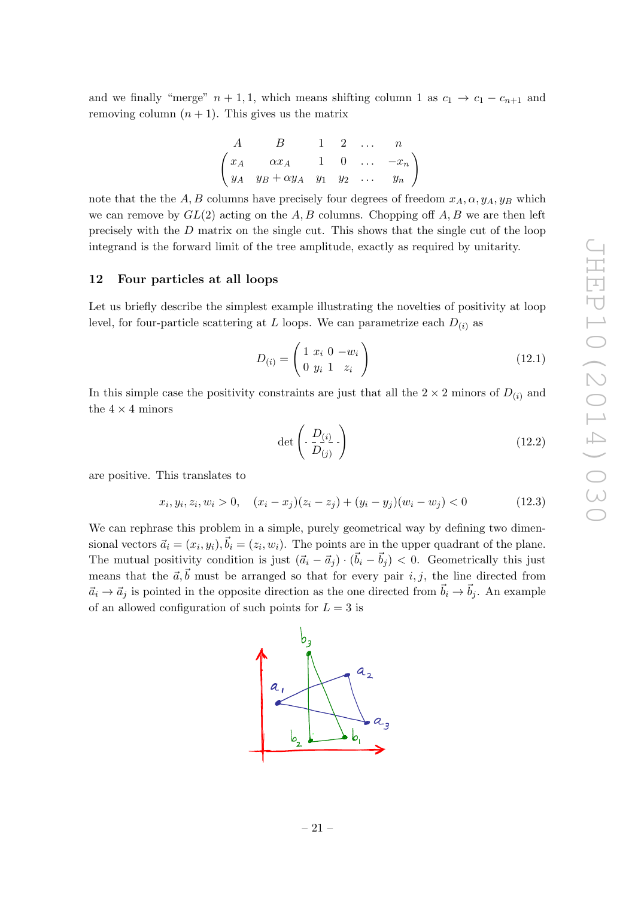and we finally "merge" $n+1, 1$, which means shifting column 1 as $c_1 \to c_1 - c_{n+1}$ and removing column $(n+1)$. This gives us the matrix

$$
\begin{array}{cccccc}
A & B & 1 & 2 & \ldots & n \\
\end{array}
$$
$$
\begin{pmatrix}
x_A & \alpha x_A & 1 & 0 & \ldots & -x_n \\
y_A & y_B + \alpha y_A & y_1 & y_2 & \ldots & y_n
\end{pmatrix}
$$

note that the the $A, B$ columns have precisely four degrees of freedom $x_A, \alpha, y_A, y_B$ which we can remove by $GL(2)$ acting on the $A, B$ columns. Chopping off $A, B$ we are then left precisely with the $D$ matrix on the single cut. This shows that the single cut of the loop integrand is the forward limit of the tree amplitude, exactly as required by unitarity.

## 12 Four particles at all loops

Let us briefly describe the simplest example illustrating the novelties of positivity at loop level, for four-particle scattering at $L$ loops. We can parametrize each $D_{(i)}$ as

$$
D_{(i)} = \begin{pmatrix} 1 & x_i & 0 & -w_i \\ 0 & y_i & 1 & z_i \end{pmatrix} \tag{12.1}
$$

In this simple case the positivity constraints are just that all the $2 \times 2$ minors of $D_{(i)}$ and the $4 \times 4$ minors

$$
\det \begin{pmatrix} D_{(i)} \\ \hline D_{(j)} \end{pmatrix} \tag{12.2}
$$

are positive. This translates to

$$
x_i, y_i, z_i, w_i > 0, \quad (x_i - x_j)(z_i - z_j) + (y_i - y_j)(w_i - w_j) < 0 \tag{12.3}
$$

We can rephrase this problem in a simple, purely geometrical way by defining two dimensional vectors $\vec{a}_i = (x_i, y_i), \vec{b}_i = (z_i, w_i)$. The points are in the upper quadrant of the plane. The mutual positivity condition is just $(\vec{a}_i - \vec{a}_j) \cdot (\vec{b}_i - \vec{b}_j) < 0$. Geometrically this just means that the $\vec{a}, \vec{b}$ must be arranged so that for every pair $i, j$, the line directed from $\vec{a}_i \to \vec{a}_j$ is pointed in the opposite direction as the one directed from $\vec{b}_i \to \vec{b}_j$. An example of an allowed configuration of such points for $L = 3$ is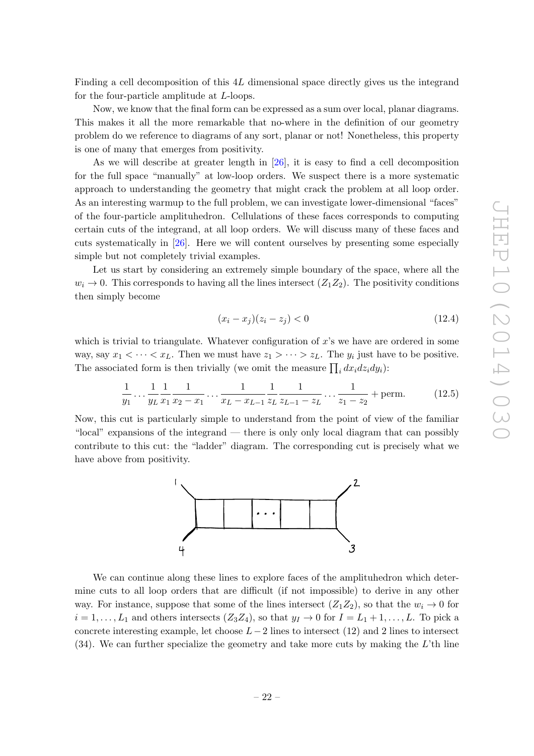Finding a cell decomposition of this $4L$ dimensional space directly gives us the integrand for the four-particle amplitude at $L$-loops.

Now, we know that the final form can be expressed as a sum over local, planar diagrams. This makes it all the more remarkable that no-where in the definition of our geometry problem do we reference to diagrams of any sort, planar or not! Nonetheless, this property is one of many that emerges from positivity.

As we will describe at greater length in [26], it is easy to find a cell decomposition for the full space "manually" at low-loop orders. We suspect there is a more systematic approach to understanding the geometry that might crack the problem at all loop order. As an interesting warmup to the full problem, we can investigate lower-dimensional "faces" of the four-particle amplituhedron. Cellulations of these faces corresponds to computing certain cuts of the integrand, at all loop orders. We will discuss many of these faces and cuts systematically in [26]. Here we will content ourselves by presenting some especially simple but not completely trivial examples.

Let us start by considering an extremely simple boundary of the space, where all the $w_i \to 0$. This corresponds to having all the lines intersect $(Z_1 Z_2)$. The positivity conditions then simply become

$$(x_i - x_j)(z_i - z_j) < 0 \tag{12.4}$$

which is trivial to triangulate. Whatever configuration of $x$'s we have are ordered in some way, say $x_1 < \cdots < x_L$. Then we must have $z_1 > \cdots > z_L$. The $y_i$ just have to be positive. The associated form is then trivially (we omit the measure $\prod_i dx_i dz_i dy_i$):

$$\frac{1}{y_1} \cdots \frac{1}{y_L} \frac{1}{x_1} \frac{1}{x_2 - x_1} \cdots \frac{1}{x_L - x_{L-1}} \frac{1}{z_L} \frac{1}{z_{L-1} - z_L} \cdots \frac{1}{z_1 - z_2} + \text{perm.} \tag{12.5}$$

Now, this cut is particularly simple to understand from the point of view of the familiar "local" expansions of the integrand — there is only only local diagram that can possibly contribute to this cut: the "ladder" diagram. The corresponding cut is precisely what we have above from positivity.

We can continue along these lines to explore faces of the amplituhedron which determine cuts to all loop orders that are difficult (if not impossible) to derive in any other way. For instance, suppose that some of the lines intersect $(Z_1 Z_2)$, so that the $w_i \to 0$ for $i = 1, \ldots, L_1$ and others intersects $(Z_3 Z_4)$, so that $y_I \to 0$ for $I = L_1 + 1, \ldots, L$. To pick a concrete interesting example, let choose $L - 2$ lines to intersect (12) and 2 lines to intersect (34). We can further specialize the geometry and take more cuts by making the $L$'th line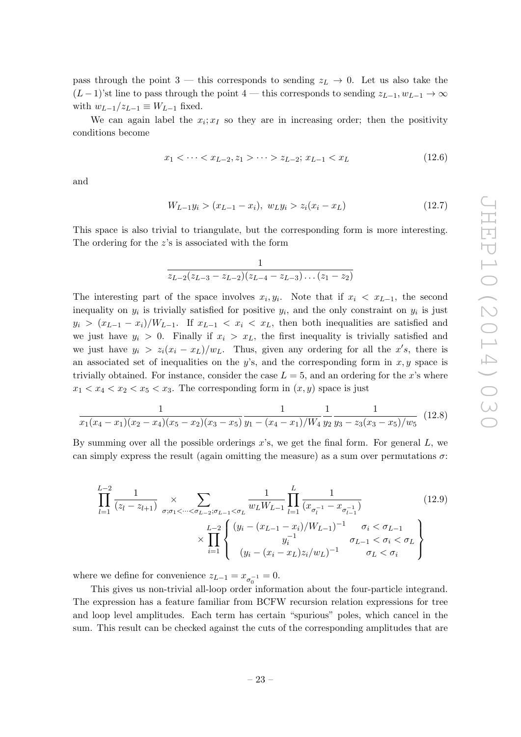pass through the point 3 — this corresponds to sending $z_L \to 0$. Let us also take the $(L-1)$'st line to pass through the point 4 — this corresponds to sending $z_{L-1}, w_{L-1} \to \infty$ with $w_{L-1}/z_{L-1} \equiv W_{L-1}$ fixed.

We can again label the $x_i; x_I$ so they are in increasing order; then the positivity conditions become

$$x_1 < \cdots < x_{L-2}, z_1 > \cdots > z_{L-2};\ x_{L-1} < x_L \tag{12.6}$$

and

$$W_{L-1} y_i > (x_{L-1} - x_i),\ w_L y_i > z_i (x_i - x_L) \tag{12.7}$$

This space is also trivial to triangulate, but the corresponding form is more interesting. The ordering for the $z$'s is associated with the form

$$\frac{1}{z_{L-2}(z_{L-3} - z_{L-2})(z_{L-4} - z_{L-3}) \ldots (z_1 - z_2)}$$

The interesting part of the space involves $x_i, y_i$. Note that if $x_i < x_{L-1}$, the second inequality on $y_i$ is trivially satisfied for positive $y_i$, and the only constraint on $y_i$ is just $y_i > (x_{L-1} - x_i)/W_{L-1}$. If $x_{L-1} < x_i < x_L$, then both inequalities are satisfied and we just have $y_i > 0$. Finally if $x_i > x_L$, the first inequality is trivially satisfied and we just have $y_i > z_i(x_i - x_L)/w_L$. Thus, given any ordering for all the $x's$, there is an associated set of inequalities on the $y$'s, and the corresponding form in $x, y$ space is trivially obtained. For instance, consider the case $L = 5$, and an ordering for the $x$'s where $x_1 < x_4 < x_2 < x_5 < x_3$. The corresponding form in $(x, y)$ space is just

$$\frac{1}{x_1(x_4 - x_1)(x_2 - x_4)(x_5 - x_2)(x_3 - x_5)} \frac{1}{y_1 - (x_4 - x_1)/W_4} \frac{1}{y_2} \frac{1}{y_3 - z_3(x_3 - x_5)/w_5} \tag{12.8}$$

By summing over all the possible orderings $x$'s, we get the final form. For general $L$, we can simply express the result (again omitting the measure) as a sum over permutations $\sigma$:

$$\prod_{l=1}^{L-2} \frac{1}{(z_l - z_{l+1})} \times \sum_{\sigma; \sigma_1 < \cdots < \sigma_{L-2}; \sigma_{L-1} < \sigma_L} \frac{1}{w_L W_{L-1}} \prod_{l=1}^{L} \frac{1}{(x_{\sigma_l^{-1}} - x_{\sigma_{l-1}^{-1}})} \times \prod_{i=1}^{L-2} \left\{ \begin{array}{cc} (y_i - (x_{L-1} - x_i)/W_{L-1})^{-1} & \sigma_i < \sigma_{L-1} \\ y_i^{-1} & \sigma_{L-1} < \sigma_i < \sigma_L \\ (y_i - (x_i - x_L) z_i / w_L)^{-1} & \sigma_L < \sigma_i \end{array} \right\} \tag{12.9}$$

where we define for convenience $z_{L-1} = x_{\sigma_0^{-1}} = 0$.

This gives us non-trivial all-loop order information about the four-particle integrand. The expression has a feature familiar from BCFW recursion relation expressions for tree and loop level amplitudes. Each term has certain "spurious" poles, which cancel in the sum. This result can be checked against the cuts of the corresponding amplitudes that are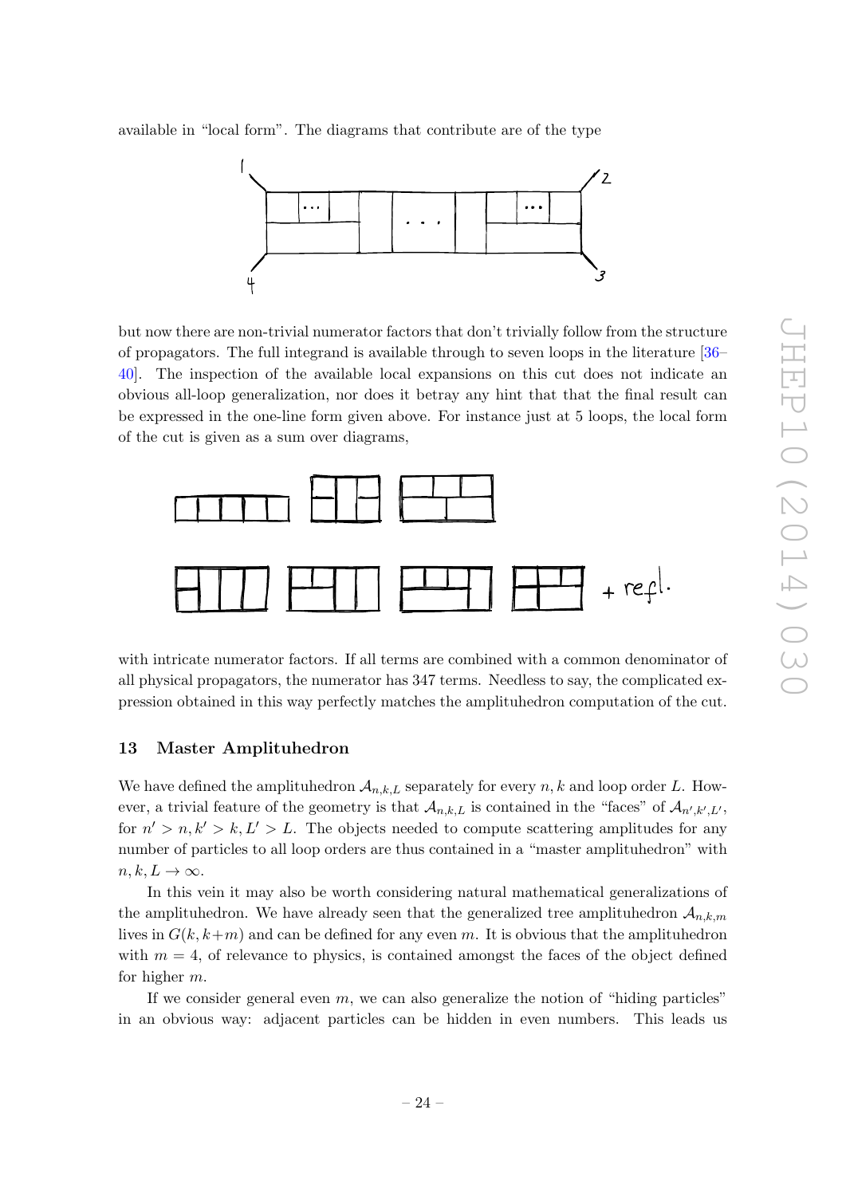available in "local form". The diagrams that contribute are of the type

but now there are non-trivial numerator factors that don't trivially follow from the structure of propagators. The full integrand is available through to seven loops in the literature [36–40]. The inspection of the available local expansions on this cut does not indicate an obvious all-loop generalization, nor does it betray any hint that that the final result can be expressed in the one-line form given above. For instance just at 5 loops, the local form of the cut is given as a sum over diagrams,

+ refl.

with intricate numerator factors. If all terms are combined with a common denominator of all physical propagators, the numerator has 347 terms. Needless to say, the complicated expression obtained in this way perfectly matches the amplituhedron computation of the cut.

## 13 Master Amplituhedron

We have defined the amplituhedron $\mathcal{A}_{n,k,L}$ separately for every $n, k$ and loop order $L$. However, a trivial feature of the geometry is that $\mathcal{A}_{n,k,L}$ is contained in the "faces" of $\mathcal{A}_{n',k',L'}$, for $n' > n, k' > k, L' > L$. The objects needed to compute scattering amplitudes for any number of particles to all loop orders are thus contained in a "master amplituhedron" with $n, k, L \to \infty$.

In this vein it may also be worth considering natural mathematical generalizations of the amplituhedron. We have already seen that the generalized tree amplituhedron $\mathcal{A}_{n,k,m}$ lives in $G(k, k+m)$ and can be defined for any even $m$. It is obvious that the amplituhedron with $m = 4$, of relevance to physics, is contained amongst the faces of the object defined for higher $m$.

If we consider general even $m$, we can also generalize the notion of "hiding particles" in an obvious way: adjacent particles can be hidden in even numbers. This leads us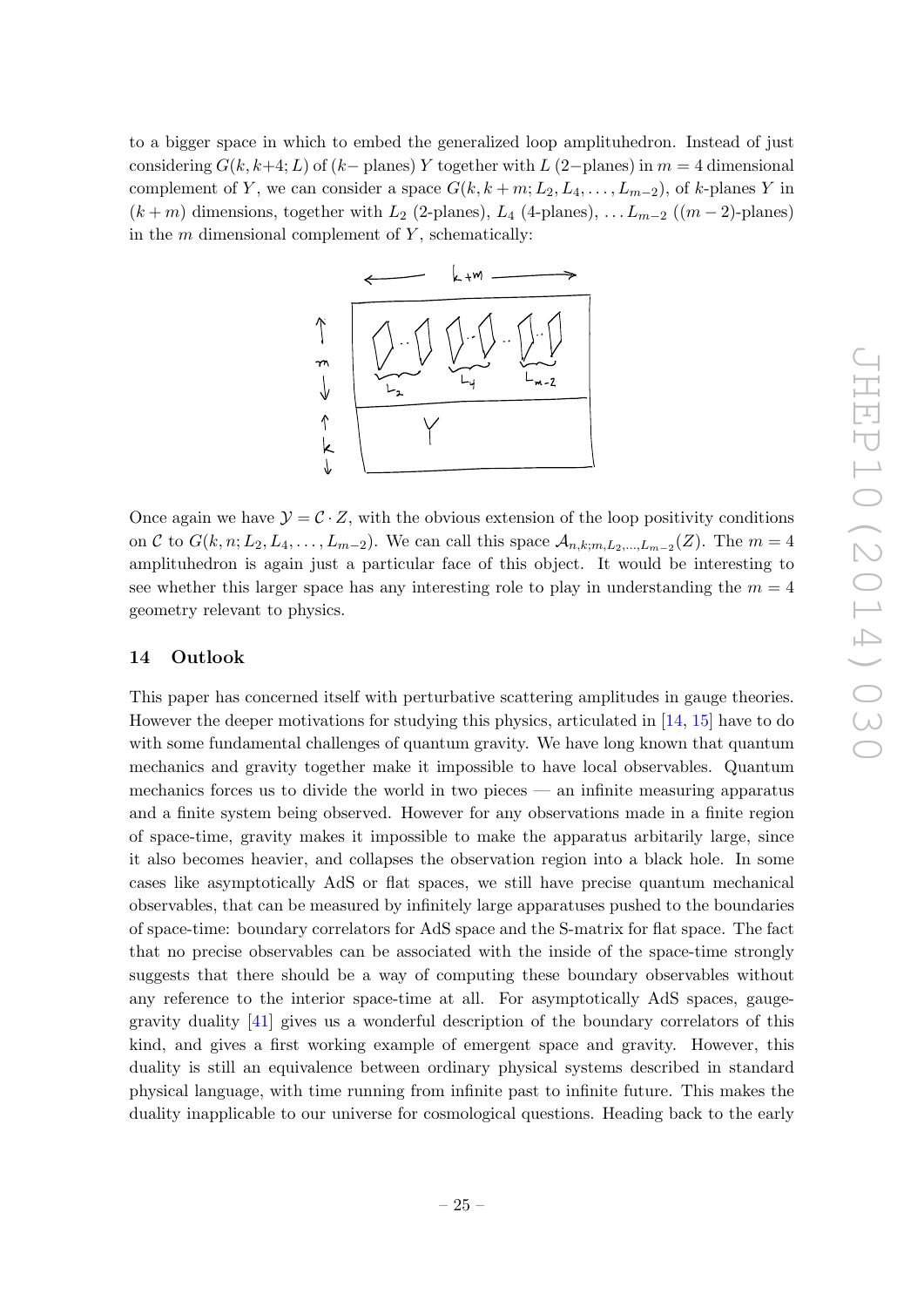to a bigger space in which to embed the generalized loop amplituhedron. Instead of just considering $G(k, k+4; L)$ of ($k-$ planes) $Y$ together with $L$ (2$-$planes) in $m = 4$ dimensional complement of $Y$, we can consider a space $G(k, k+m; L_2, L_4, \ldots, L_{m-2})$, of $k$-planes $Y$ in $(k+m)$ dimensions, together with $L_2$ (2-planes), $L_4$ (4-planes), $\ldots L_{m-2}$ (($m-2$)-planes) in the $m$ dimensional complement of $Y$, schematically:

Once again we have $\mathcal{Y} = \mathcal{C} \cdot Z$, with the obvious extension of the loop positivity conditions on $\mathcal{C}$ to $G(k, n; L_2, L_4, \ldots, L_{m-2})$. We can call this space $\mathcal{A}_{n,k;m,L_2,\ldots,L_{m-2}}(Z)$. The $m = 4$ amplituhedron is again just a particular face of this object. It would be interesting to see whether this larger space has any interesting role to play in understanding the $m = 4$ geometry relevant to physics.

## 14 Outlook

This paper has concerned itself with perturbative scattering amplitudes in gauge theories. However the deeper motivations for studying this physics, articulated in [14, 15] have to do with some fundamental challenges of quantum gravity. We have long known that quantum mechanics and gravity together make it impossible to have local observables. Quantum mechanics forces us to divide the world in two pieces — an infinite measuring apparatus and a finite system being observed. However for any observations made in a finite region of space-time, gravity makes it impossible to make the apparatus arbitarily large, since it also becomes heavier, and collapses the observation region into a black hole. In some cases like asymptotically AdS or flat spaces, we still have precise quantum mechanical observables, that can be measured by infinitely large apparatuses pushed to the boundaries of space-time: boundary correlators for AdS space and the S-matrix for flat space. The fact that no precise observables can be associated with the inside of the space-time strongly suggests that there should be a way of computing these boundary observables without any reference to the interior space-time at all. For asymptotically AdS spaces, gauge-gravity duality [41] gives us a wonderful description of the boundary correlators of this kind, and gives a first working example of emergent space and gravity. However, this duality is still an equivalence between ordinary physical systems described in standard physical language, with time running from infinite past to infinite future. This makes the duality inapplicable to our universe for cosmological questions. Heading back to the early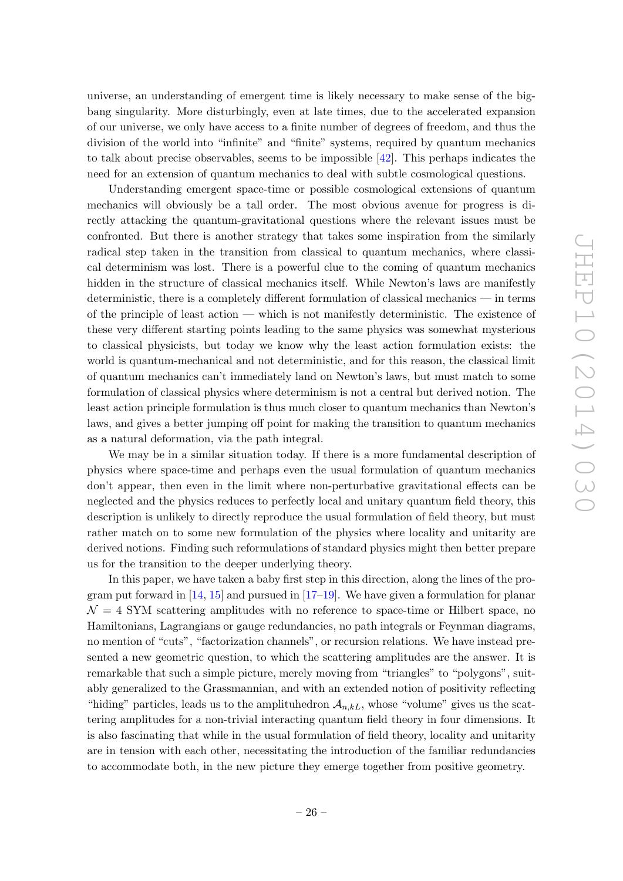universe, an understanding of emergent time is likely necessary to make sense of the big-bang singularity. More disturbingly, even at late times, due to the accelerated expansion of our universe, we only have access to a finite number of degrees of freedom, and thus the division of the world into "infinite" and "finite" systems, required by quantum mechanics to talk about precise observables, seems to be impossible [42]. This perhaps indicates the need for an extension of quantum mechanics to deal with subtle cosmological questions.

Understanding emergent space-time or possible cosmological extensions of quantum mechanics will obviously be a tall order. The most obvious avenue for progress is directly attacking the quantum-gravitational questions where the relevant issues must be confronted. But there is another strategy that takes some inspiration from the similarly radical step taken in the transition from classical to quantum mechanics, where classical determinism was lost. There is a powerful clue to the coming of quantum mechanics hidden in the structure of classical mechanics itself. While Newton's laws are manifestly deterministic, there is a completely different formulation of classical mechanics — in terms of the principle of least action — which is not manifestly deterministic. The existence of these very different starting points leading to the same physics was somewhat mysterious to classical physicists, but today we know why the least action formulation exists: the world is quantum-mechanical and not deterministic, and for this reason, the classical limit of quantum mechanics can't immediately land on Newton's laws, but must match to some formulation of classical physics where determinism is not a central but derived notion. The least action principle formulation is thus much closer to quantum mechanics than Newton's laws, and gives a better jumping off point for making the transition to quantum mechanics as a natural deformation, via the path integral.

We may be in a similar situation today. If there is a more fundamental description of physics where space-time and perhaps even the usual formulation of quantum mechanics don't appear, then even in the limit where non-perturbative gravitational effects can be neglected and the physics reduces to perfectly local and unitary quantum field theory, this description is unlikely to directly reproduce the usual formulation of field theory, but must rather match on to some new formulation of the physics where locality and unitarity are derived notions. Finding such reformulations of standard physics might then better prepare us for the transition to the deeper underlying theory.

In this paper, we have taken a baby first step in this direction, along the lines of the program put forward in [14, 15] and pursued in [17–19]. We have given a formulation for planar $\mathcal{N} = 4$ SYM scattering amplitudes with no reference to space-time or Hilbert space, no Hamiltonians, Lagrangians or gauge redundancies, no path integrals or Feynman diagrams, no mention of "cuts", "factorization channels", or recursion relations. We have instead presented a new geometric question, to which the scattering amplitudes are the answer. It is remarkable that such a simple picture, merely moving from "triangles" to "polygons", suitably generalized to the Grassmannian, and with an extended notion of positivity reflecting "hiding" particles, leads us to the amplituhedron $\mathcal{A}_{n,kL}$, whose "volume" gives us the scattering amplitudes for a non-trivial interacting quantum field theory in four dimensions. It is also fascinating that while in the usual formulation of field theory, locality and unitarity are in tension with each other, necessitating the introduction of the familiar redundancies to accommodate both, in the new picture they emerge together from positive geometry.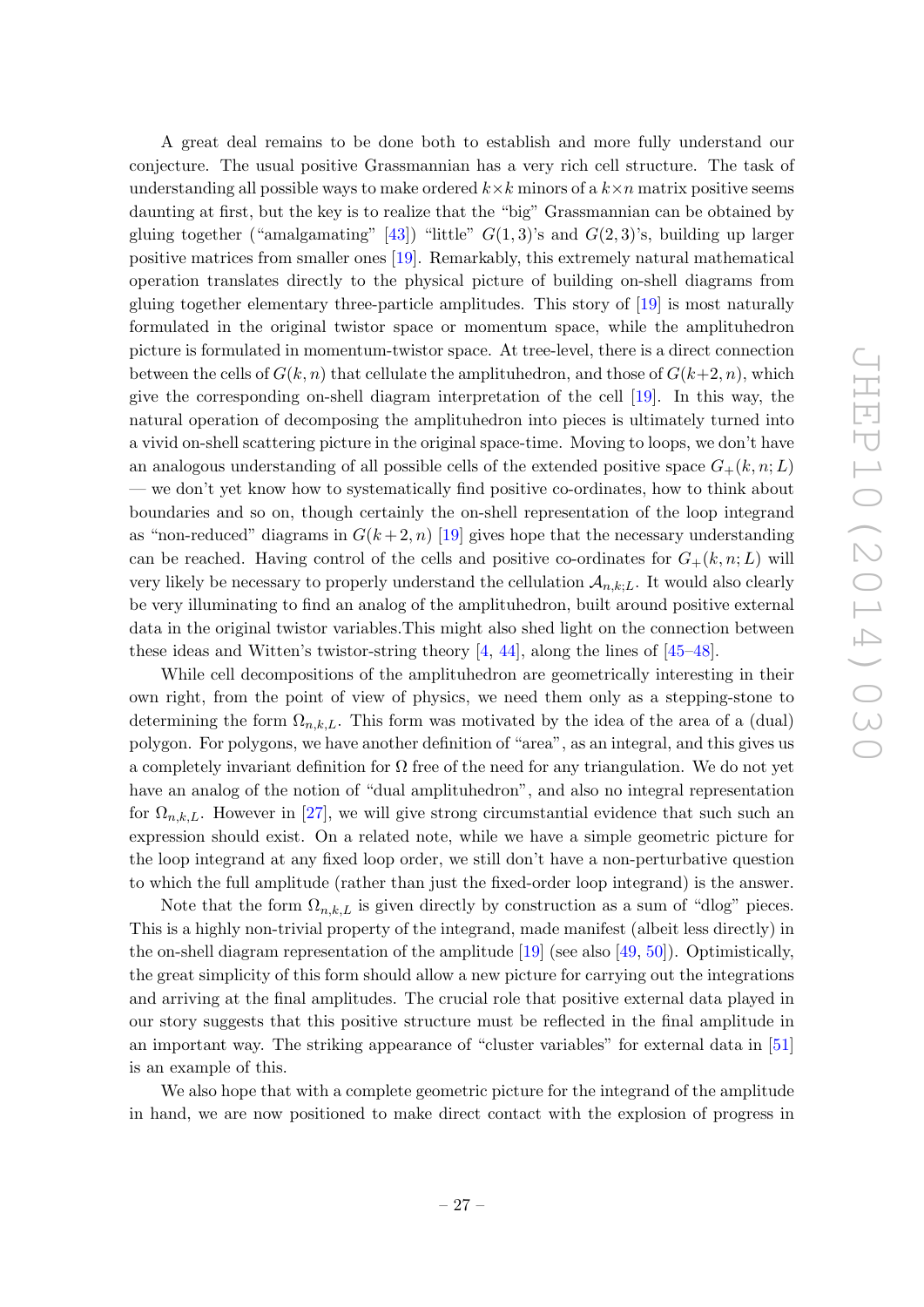A great deal remains to be done both to establish and more fully understand our conjecture. The usual positive Grassmannian has a very rich cell structure. The task of understanding all possible ways to make ordered $k\times k$ minors of a $k\times n$ matrix positive seems daunting at first, but the key is to realize that the "big" Grassmannian can be obtained by gluing together ("amalgamating" [43]) "little" $G(1,3)$'s and $G(2,3)$'s, building up larger positive matrices from smaller ones [19]. Remarkably, this extremely natural mathematical operation translates directly to the physical picture of building on-shell diagrams from gluing together elementary three-particle amplitudes. This story of [19] is most naturally formulated in the original twistor space or momentum space, while the amplituhedron picture is formulated in momentum-twistor space. At tree-level, there is a direct connection between the cells of $G(k,n)$ that cellulate the amplituhedron, and those of $G(k+2,n)$, which give the corresponding on-shell diagram interpretation of the cell [19]. In this way, the natural operation of decomposing the amplituhedron into pieces is ultimately turned into a vivid on-shell scattering picture in the original space-time. Moving to loops, we don't have an analogous understanding of all possible cells of the extended positive space $G_+(k,n;L)$ — we don't yet know how to systematically find positive co-ordinates, how to think about boundaries and so on, though certainly the on-shell representation of the loop integrand as "non-reduced" diagrams in $G(k+2,n)$ [19] gives hope that the necessary understanding can be reached. Having control of the cells and positive co-ordinates for $G_+(k,n;L)$ will very likely be necessary to properly understand the cellulation $\mathcal{A}_{n,k;L}$. It would also clearly be very illuminating to find an analog of the amplituhedron, built around positive external data in the original twistor variables.This might also shed light on the connection between these ideas and Witten's twistor-string theory [4, 44], along the lines of [45–48].

While cell decompositions of the amplituhedron are geometrically interesting in their own right, from the point of view of physics, we need them only as a stepping-stone to determining the form $\Omega_{n,k,L}$. This form was motivated by the idea of the area of a (dual) polygon. For polygons, we have another definition of "area", as an integral, and this gives us a completely invariant definition for $\Omega$ free of the need for any triangulation. We do not yet have an analog of the notion of "dual amplituhedron", and also no integral representation for $\Omega_{n,k,L}$. However in [27], we will give strong circumstantial evidence that such such an expression should exist. On a related note, while we have a simple geometric picture for the loop integrand at any fixed loop order, we still don't have a non-perturbative question to which the full amplitude (rather than just the fixed-order loop integrand) is the answer.

Note that the form $\Omega_{n,k,L}$ is given directly by construction as a sum of "dlog" pieces. This is a highly non-trivial property of the integrand, made manifest (albeit less directly) in the on-shell diagram representation of the amplitude [19] (see also [49, 50]). Optimistically, the great simplicity of this form should allow a new picture for carrying out the integrations and arriving at the final amplitudes. The crucial role that positive external data played in our story suggests that this positive structure must be reflected in the final amplitude in an important way. The striking appearance of "cluster variables" for external data in [51] is an example of this.

We also hope that with a complete geometric picture for the integrand of the amplitude in hand, we are now positioned to make direct contact with the explosion of progress in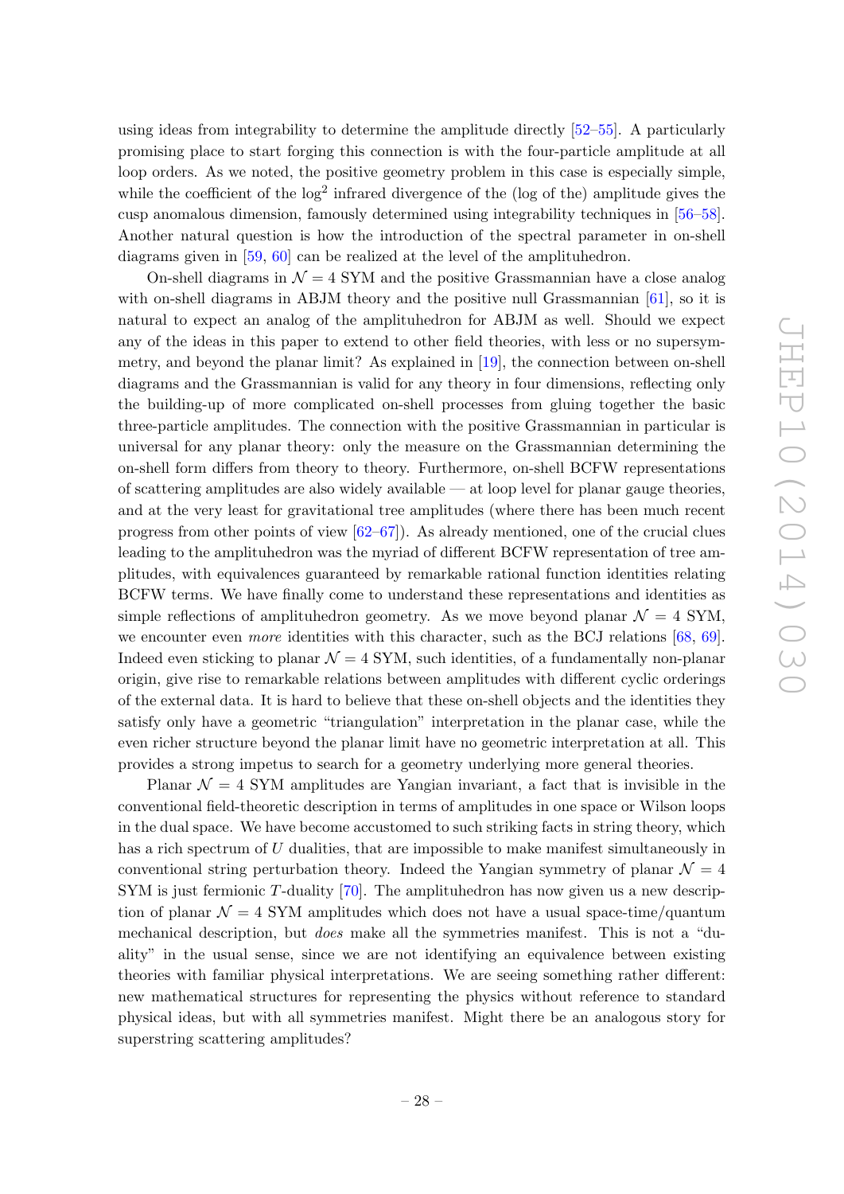using ideas from integrability to determine the amplitude directly [52–55]. A particularly promising place to start forging this connection is with the four-particle amplitude at all loop orders. As we noted, the positive geometry problem in this case is especially simple, while the coefficient of the $\log^2$ infrared divergence of the (log of the) amplitude gives the cusp anomalous dimension, famously determined using integrability techniques in [56–58]. Another natural question is how the introduction of the spectral parameter in on-shell diagrams given in [59, 60] can be realized at the level of the amplituhedron.

On-shell diagrams in $\mathcal{N}=4$ SYM and the positive Grassmannian have a close analog with on-shell diagrams in ABJM theory and the positive null Grassmannian [61], so it is natural to expect an analog of the amplituhedron for ABJM as well. Should we expect any of the ideas in this paper to extend to other field theories, with less or no supersymmetry, and beyond the planar limit? As explained in [19], the connection between on-shell diagrams and the Grassmannian is valid for any theory in four dimensions, reflecting only the building-up of more complicated on-shell processes from gluing together the basic three-particle amplitudes. The connection with the positive Grassmannian in particular is universal for any planar theory: only the measure on the Grassmannian determining the on-shell form differs from theory to theory. Furthermore, on-shell BCFW representations of scattering amplitudes are also widely available — at loop level for planar gauge theories, and at the very least for gravitational tree amplitudes (where there has been much recent progress from other points of view [62–67]). As already mentioned, one of the crucial clues leading to the amplituhedron was the myriad of different BCFW representation of tree amplitudes, with equivalences guaranteed by remarkable rational function identities relating BCFW terms. We have finally come to understand these representations and identities as simple reflections of amplituhedron geometry. As we move beyond planar $\mathcal{N}=4$ SYM, we encounter even *more* identities with this character, such as the BCJ relations [68, 69]. Indeed even sticking to planar $\mathcal{N}=4$ SYM, such identities, of a fundamentally non-planar origin, give rise to remarkable relations between amplitudes with different cyclic orderings of the external data. It is hard to believe that these on-shell objects and the identities they satisfy only have a geometric "triangulation" interpretation in the planar case, while the even richer structure beyond the planar limit have no geometric interpretation at all. This provides a strong impetus to search for a geometry underlying more general theories.

Planar $\mathcal{N}=4$ SYM amplitudes are Yangian invariant, a fact that is invisible in the conventional field-theoretic description in terms of amplitudes in one space or Wilson loops in the dual space. We have become accustomed to such striking facts in string theory, which has a rich spectrum of $U$ dualities, that are impossible to make manifest simultaneously in conventional string perturbation theory. Indeed the Yangian symmetry of planar $\mathcal{N}=4$ SYM is just fermionic $T$-duality [70]. The amplituhedron has now given us a new description of planar $\mathcal{N}=4$ SYM amplitudes which does not have a usual space-time/quantum mechanical description, but *does* make all the symmetries manifest. This is not a "duality" in the usual sense, since we are not identifying an equivalence between existing theories with familiar physical interpretations. We are seeing something rather different: new mathematical structures for representing the physics without reference to standard physical ideas, but with all symmetries manifest. Might there be an analogous story for superstring scattering amplitudes?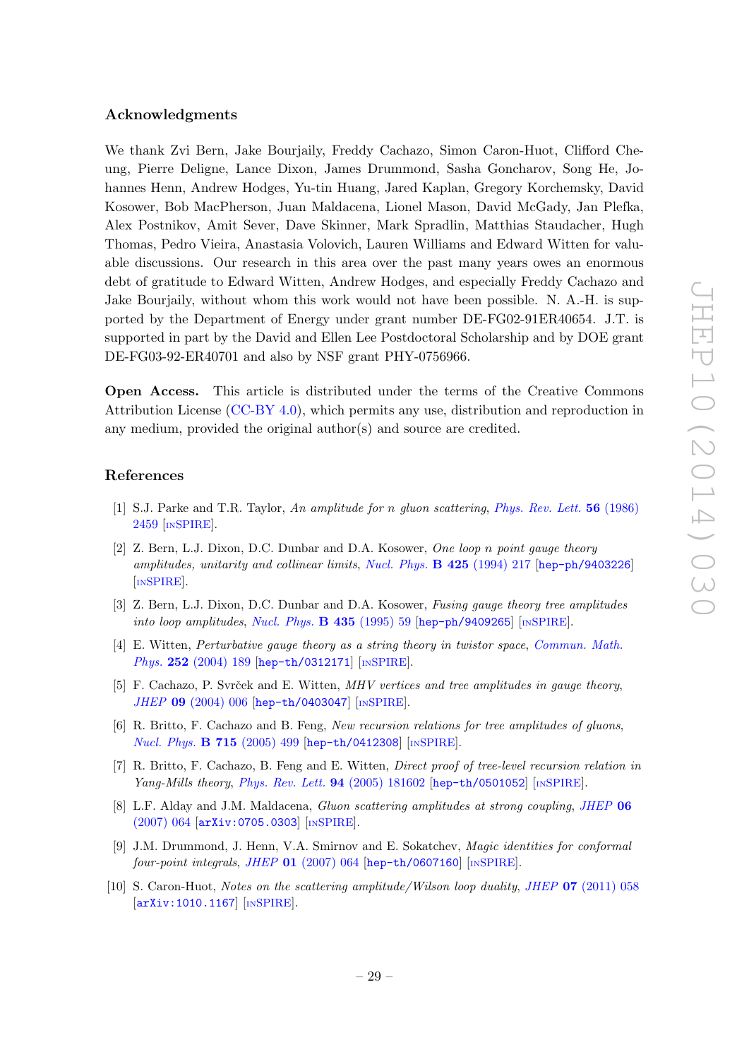## Acknowledgments

We thank Zvi Bern, Jake Bourjaily, Freddy Cachazo, Simon Caron-Huot, Clifford Cheung, Pierre Deligne, Lance Dixon, James Drummond, Sasha Goncharov, Song He, Johannes Henn, Andrew Hodges, Yu-tin Huang, Jared Kaplan, Gregory Korchemsky, David Kosower, Bob MacPherson, Juan Maldacena, Lionel Mason, David McGady, Jan Plefka, Alex Postnikov, Amit Sever, Dave Skinner, Mark Spradlin, Matthias Staudacher, Hugh Thomas, Pedro Vieira, Anastasia Volovich, Lauren Williams and Edward Witten for valuable discussions. Our research in this area over the past many years owes an enormous debt of gratitude to Edward Witten, Andrew Hodges, and especially Freddy Cachazo and Jake Bourjaily, without whom this work would not have been possible. N. A.-H. is supported by the Department of Energy under grant number DE-FG02-91ER40654. J.T. is supported in part by the David and Ellen Lee Postdoctoral Scholarship and by DOE grant DE-FG03-92-ER40701 and also by NSF grant PHY-0756966.

**Open Access.** This article is distributed under the terms of the Creative Commons Attribution License (CC-BY 4.0), which permits any use, distribution and reproduction in any medium, provided the original author(s) and source are credited.

## References

[1] S.J. Parke and T.R. Taylor, *An amplitude for n gluon scattering*, Phys. Rev. Lett. **56** (1986) 2459 [INSPIRE].

[2] Z. Bern, L.J. Dixon, D.C. Dunbar and D.A. Kosower, *One loop n point gauge theory amplitudes, unitarity and collinear limits*, Nucl. Phys. **B 425** (1994) 217 [hep-ph/9403226] [INSPIRE].

[3] Z. Bern, L.J. Dixon, D.C. Dunbar and D.A. Kosower, *Fusing gauge theory tree amplitudes into loop amplitudes*, Nucl. Phys. **B 435** (1995) 59 [hep-ph/9409265] [INSPIRE].

[4] E. Witten, *Perturbative gauge theory as a string theory in twistor space*, Commun. Math. Phys. **252** (2004) 189 [hep-th/0312171] [INSPIRE].

[5] F. Cachazo, P. Svrček and E. Witten, *MHV vertices and tree amplitudes in gauge theory*, JHEP **09** (2004) 006 [hep-th/0403047] [INSPIRE].

[6] R. Britto, F. Cachazo and B. Feng, *New recursion relations for tree amplitudes of gluons*, Nucl. Phys. **B 715** (2005) 499 [hep-th/0412308] [INSPIRE].

[7] R. Britto, F. Cachazo, B. Feng and E. Witten, *Direct proof of tree-level recursion relation in Yang-Mills theory*, Phys. Rev. Lett. **94** (2005) 181602 [hep-th/0501052] [INSPIRE].

[8] L.F. Alday and J.M. Maldacena, *Gluon scattering amplitudes at strong coupling*, JHEP **06** (2007) 064 [arXiv:0705.0303] [INSPIRE].

[9] J.M. Drummond, J. Henn, V.A. Smirnov and E. Sokatchev, *Magic identities for conformal four-point integrals*, JHEP **01** (2007) 064 [hep-th/0607160] [INSPIRE].

[10] S. Caron-Huot, *Notes on the scattering amplitude/Wilson loop duality*, JHEP **07** (2011) 058 [arXiv:1010.1167] [INSPIRE].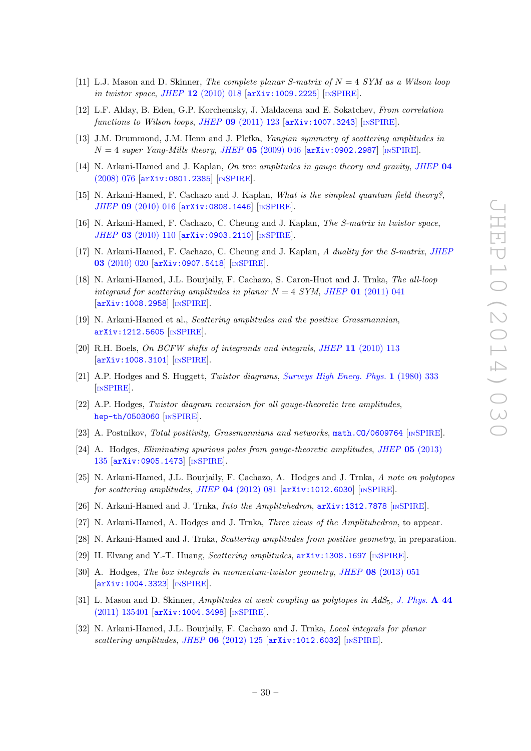- [11] L.J. Mason and D. Skinner, *The complete planar S-matrix of $N = 4$ SYM as a Wilson loop in twistor space*, JHEP **12** (2010) 018 [arXiv:1009.2225] [INSPIRE].
- [12] L.F. Alday, B. Eden, G.P. Korchemsky, J. Maldacena and E. Sokatchev, *From correlation functions to Wilson loops*, JHEP **09** (2011) 123 [arXiv:1007.3243] [INSPIRE].
- [13] J.M. Drummond, J.M. Henn and J. Plefka, *Yangian symmetry of scattering amplitudes in $N = 4$ super Yang-Mills theory*, JHEP **05** (2009) 046 [arXiv:0902.2987] [INSPIRE].
- [14] N. Arkani-Hamed and J. Kaplan, *On tree amplitudes in gauge theory and gravity*, JHEP **04** (2008) 076 [arXiv:0801.2385] [INSPIRE].
- [15] N. Arkani-Hamed, F. Cachazo and J. Kaplan, *What is the simplest quantum field theory?*, JHEP **09** (2010) 016 [arXiv:0808.1446] [INSPIRE].
- [16] N. Arkani-Hamed, F. Cachazo, C. Cheung and J. Kaplan, *The S-matrix in twistor space*, JHEP **03** (2010) 110 [arXiv:0903.2110] [INSPIRE].
- [17] N. Arkani-Hamed, F. Cachazo, C. Cheung and J. Kaplan, *A duality for the S-matrix*, JHEP **03** (2010) 020 [arXiv:0907.5418] [INSPIRE].
- [18] N. Arkani-Hamed, J.L. Bourjaily, F. Cachazo, S. Caron-Huot and J. Trnka, *The all-loop integrand for scattering amplitudes in planar $N = 4$ SYM*, JHEP **01** (2011) 041 [arXiv:1008.2958] [INSPIRE].
- [19] N. Arkani-Hamed et al., *Scattering amplitudes and the positive Grassmannian*, arXiv:1212.5605 [INSPIRE].
- [20] R.H. Boels, *On BCFW shifts of integrands and integrals*, JHEP **11** (2010) 113 [arXiv:1008.3101] [INSPIRE].
- [21] A.P. Hodges and S. Huggett, *Twistor diagrams*, Surveys High Energ. Phys. **1** (1980) 333 [INSPIRE].
- [22] A.P. Hodges, *Twistor diagram recursion for all gauge-theoretic tree amplitudes*, hep-th/0503060 [INSPIRE].
- [23] A. Postnikov, *Total positivity, Grassmannians and networks*, math.CO/0609764 [INSPIRE].
- [24] A. Hodges, *Eliminating spurious poles from gauge-theoretic amplitudes*, JHEP **05** (2013) 135 [arXiv:0905.1473] [INSPIRE].
- [25] N. Arkani-Hamed, J.L. Bourjaily, F. Cachazo, A. Hodges and J. Trnka, *A note on polytopes for scattering amplitudes*, JHEP **04** (2012) 081 [arXiv:1012.6030] [INSPIRE].
- [26] N. Arkani-Hamed and J. Trnka, *Into the Amplituhedron*, arXiv:1312.7878 [INSPIRE].
- [27] N. Arkani-Hamed, A. Hodges and J. Trnka, *Three views of the Amplituhedron*, to appear.
- [28] N. Arkani-Hamed and J. Trnka, *Scattering amplitudes from positive geometry*, in preparation.
- [29] H. Elvang and Y.-T. Huang, *Scattering amplitudes*, arXiv:1308.1697 [INSPIRE].
- [30] A. Hodges, *The box integrals in momentum-twistor geometry*, JHEP **08** (2013) 051 [arXiv:1004.3323] [INSPIRE].
- [31] L. Mason and D. Skinner, *Amplitudes at weak coupling as polytopes in $AdS_5$*, J. Phys. **A 44** (2011) 135401 [arXiv:1004.3498] [INSPIRE].
- [32] N. Arkani-Hamed, J.L. Bourjaily, F. Cachazo and J. Trnka, *Local integrals for planar scattering amplitudes*, JHEP **06** (2012) 125 [arXiv:1012.6032] [INSPIRE].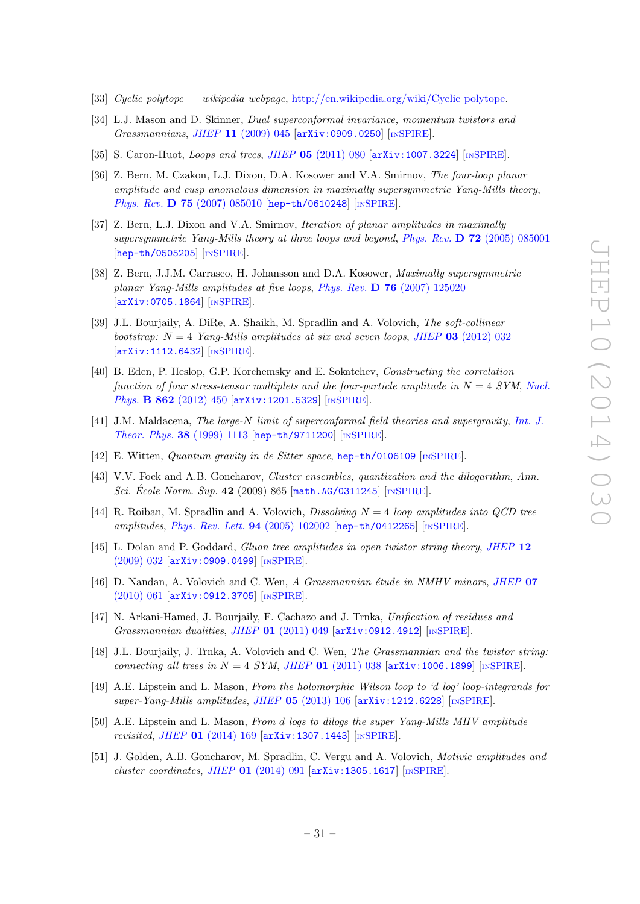[33] *Cyclic polytope — wikipedia webpage*, http://en.wikipedia.org/wiki/Cyclic_polytope.

[34] L.J. Mason and D. Skinner, *Dual superconformal invariance, momentum twistors and Grassmannians*, JHEP **11** (2009) 045 [arXiv:0909.0250] [INSPIRE].

[35] S. Caron-Huot, *Loops and trees*, JHEP **05** (2011) 080 [arXiv:1007.3224] [INSPIRE].

[36] Z. Bern, M. Czakon, L.J. Dixon, D.A. Kosower and V.A. Smirnov, *The four-loop planar amplitude and cusp anomalous dimension in maximally supersymmetric Yang-Mills theory*, Phys. Rev. **D 75** (2007) 085010 [hep-th/0610248] [INSPIRE].

[37] Z. Bern, L.J. Dixon and V.A. Smirnov, *Iteration of planar amplitudes in maximally supersymmetric Yang-Mills theory at three loops and beyond*, Phys. Rev. **D 72** (2005) 085001 [hep-th/0505205] [INSPIRE].

[38] Z. Bern, J.J.M. Carrasco, H. Johansson and D.A. Kosower, *Maximally supersymmetric planar Yang-Mills amplitudes at five loops*, Phys. Rev. **D 76** (2007) 125020 [arXiv:0705.1864] [INSPIRE].

[39] J.L. Bourjaily, A. DiRe, A. Shaikh, M. Spradlin and A. Volovich, *The soft-collinear bootstrap: $N = 4$ Yang-Mills amplitudes at six and seven loops*, JHEP **03** (2012) 032 [arXiv:1112.6432] [INSPIRE].

[40] B. Eden, P. Heslop, G.P. Korchemsky and E. Sokatchev, *Constructing the correlation function of four stress-tensor multiplets and the four-particle amplitude in $N = 4$ SYM*, Nucl. Phys. **B 862** (2012) 450 [arXiv:1201.5329] [INSPIRE].

[41] J.M. Maldacena, *The large-N limit of superconformal field theories and supergravity*, Int. J. Theor. Phys. **38** (1999) 1113 [hep-th/9711200] [INSPIRE].

[42] E. Witten, *Quantum gravity in de Sitter space*, hep-th/0106109 [INSPIRE].

[43] V.V. Fock and A.B. Goncharov, *Cluster ensembles, quantization and the dilogarithm*, Ann. Sci. École Norm. Sup. **42** (2009) 865 [math.AG/0311245] [INSPIRE].

[44] R. Roiban, M. Spradlin and A. Volovich, *Dissolving $N = 4$ loop amplitudes into QCD tree amplitudes*, Phys. Rev. Lett. **94** (2005) 102002 [hep-th/0412265] [INSPIRE].

[45] L. Dolan and P. Goddard, *Gluon tree amplitudes in open twistor string theory*, JHEP **12** (2009) 032 [arXiv:0909.0499] [INSPIRE].

[46] D. Nandan, A. Volovich and C. Wen, *A Grassmannian étude in NMHV minors*, JHEP **07** (2010) 061 [arXiv:0912.3705] [INSPIRE].

[47] N. Arkani-Hamed, J. Bourjaily, F. Cachazo and J. Trnka, *Unification of residues and Grassmannian dualities*, JHEP **01** (2011) 049 [arXiv:0912.4912] [INSPIRE].

[48] J.L. Bourjaily, J. Trnka, A. Volovich and C. Wen, *The Grassmannian and the twistor string: connecting all trees in $N = 4$ SYM*, JHEP **01** (2011) 038 [arXiv:1006.1899] [INSPIRE].

[49] A.E. Lipstein and L. Mason, *From the holomorphic Wilson loop to 'd log' loop-integrands for super-Yang-Mills amplitudes*, JHEP **05** (2013) 106 [arXiv:1212.6228] [INSPIRE].

[50] A.E. Lipstein and L. Mason, *From d logs to dilogs the super Yang-Mills MHV amplitude revisited*, JHEP **01** (2014) 169 [arXiv:1307.1443] [INSPIRE].

[51] J. Golden, A.B. Goncharov, M. Spradlin, C. Vergu and A. Volovich, *Motivic amplitudes and cluster coordinates*, JHEP **01** (2014) 091 [arXiv:1305.1617] [INSPIRE].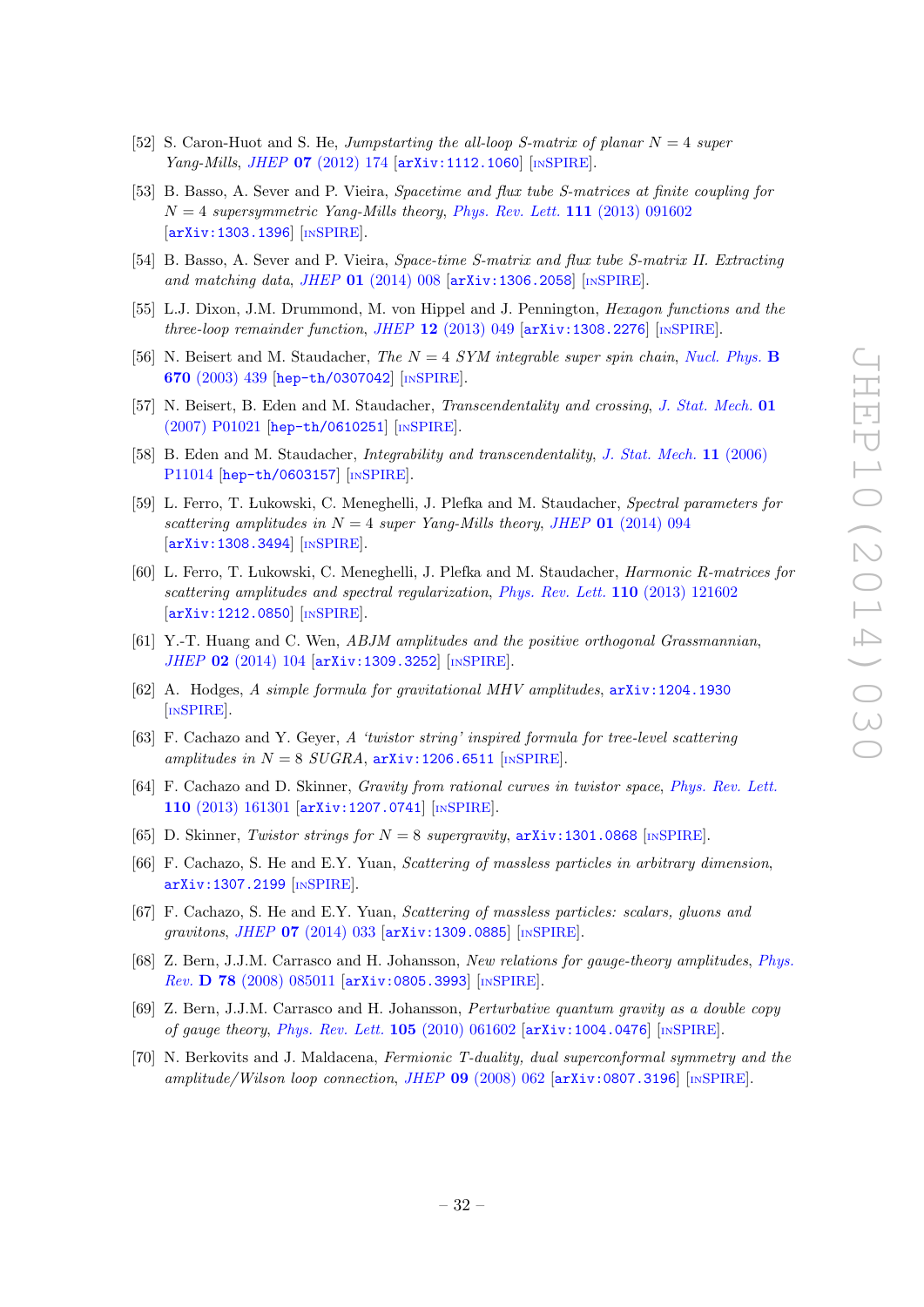[52] S. Caron-Huot and S. He, *Jumpstarting the all-loop S-matrix of planar $N = 4$ super Yang-Mills*, JHEP **07** (2012) 174 [arXiv:1112.1060] [INSPIRE].

[53] B. Basso, A. Sever and P. Vieira, *Spacetime and flux tube S-matrices at finite coupling for $N = 4$ supersymmetric Yang-Mills theory*, Phys. Rev. Lett. **111** (2013) 091602 [arXiv:1303.1396] [INSPIRE].

[54] B. Basso, A. Sever and P. Vieira, *Space-time S-matrix and flux tube S-matrix II. Extracting and matching data*, JHEP **01** (2014) 008 [arXiv:1306.2058] [INSPIRE].

[55] L.J. Dixon, J.M. Drummond, M. von Hippel and J. Pennington, *Hexagon functions and the three-loop remainder function*, JHEP **12** (2013) 049 [arXiv:1308.2276] [INSPIRE].

[56] N. Beisert and M. Staudacher, *The $N = 4$ SYM integrable super spin chain*, Nucl. Phys. **B 670** (2003) 439 [hep-th/0307042] [INSPIRE].

[57] N. Beisert, B. Eden and M. Staudacher, *Transcendentality and crossing*, J. Stat. Mech. **01** (2007) P01021 [hep-th/0610251] [INSPIRE].

[58] B. Eden and M. Staudacher, *Integrability and transcendentality*, J. Stat. Mech. **11** (2006) P11014 [hep-th/0603157] [INSPIRE].

[59] L. Ferro, T. Łukowski, C. Meneghelli, J. Plefka and M. Staudacher, *Spectral parameters for scattering amplitudes in $N = 4$ super Yang-Mills theory*, JHEP **01** (2014) 094 [arXiv:1308.3494] [INSPIRE].

[60] L. Ferro, T. Łukowski, C. Meneghelli, J. Plefka and M. Staudacher, *Harmonic R-matrices for scattering amplitudes and spectral regularization*, Phys. Rev. Lett. **110** (2013) 121602 [arXiv:1212.0850] [INSPIRE].

[61] Y.-T. Huang and C. Wen, *ABJM amplitudes and the positive orthogonal Grassmannian*, JHEP **02** (2014) 104 [arXiv:1309.3252] [INSPIRE].

[62] A. Hodges, *A simple formula for gravitational MHV amplitudes*, arXiv:1204.1930 [INSPIRE].

[63] F. Cachazo and Y. Geyer, *A 'twistor string' inspired formula for tree-level scattering amplitudes in $N = 8$ SUGRA*, arXiv:1206.6511 [INSPIRE].

[64] F. Cachazo and D. Skinner, *Gravity from rational curves in twistor space*, Phys. Rev. Lett. **110** (2013) 161301 [arXiv:1207.0741] [INSPIRE].

[65] D. Skinner, *Twistor strings for $N = 8$ supergravity*, arXiv:1301.0868 [INSPIRE].

[66] F. Cachazo, S. He and E.Y. Yuan, *Scattering of massless particles in arbitrary dimension*, arXiv:1307.2199 [INSPIRE].

[67] F. Cachazo, S. He and E.Y. Yuan, *Scattering of massless particles: scalars, gluons and gravitons*, JHEP **07** (2014) 033 [arXiv:1309.0885] [INSPIRE].

[68] Z. Bern, J.J.M. Carrasco and H. Johansson, *New relations for gauge-theory amplitudes*, Phys. Rev. **D 78** (2008) 085011 [arXiv:0805.3993] [INSPIRE].

[69] Z. Bern, J.J.M. Carrasco and H. Johansson, *Perturbative quantum gravity as a double copy of gauge theory*, Phys. Rev. Lett. **105** (2010) 061602 [arXiv:1004.0476] [INSPIRE].

[70] N. Berkovits and J. Maldacena, *Fermionic T-duality, dual superconformal symmetry and the amplitude/Wilson loop connection*, JHEP **09** (2008) 062 [arXiv:0807.3196] [INSPIRE].